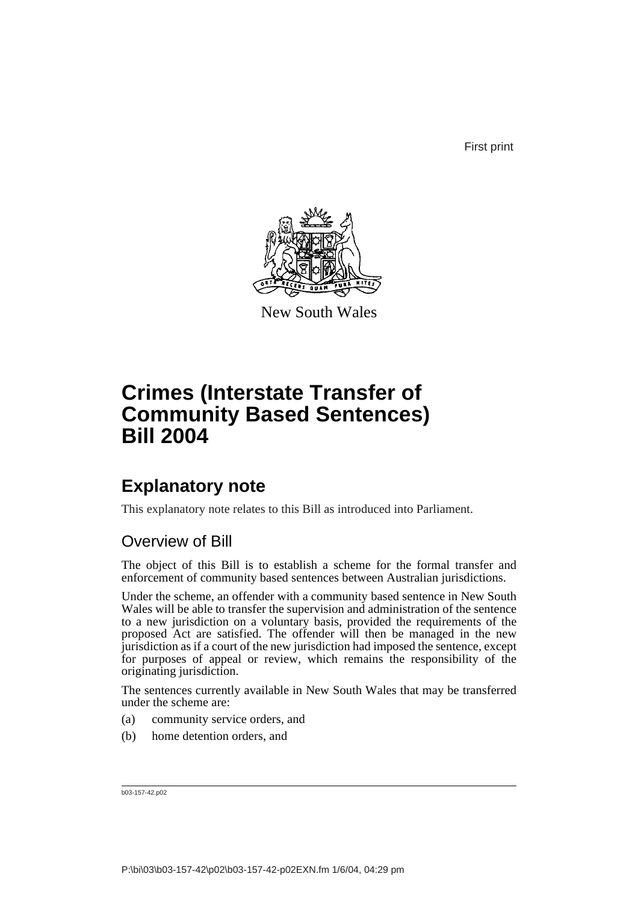First print

New South Wales

# Crimes (Interstate Transfer of Community Based Sentences) Bill 2004

## Explanatory note

This explanatory note relates to this Bill as introduced into Parliament.

### Overview of Bill

The object of this Bill is to establish a scheme for the formal transfer and enforcement of community based sentences between Australian jurisdictions.

Under the scheme, an offender with a community based sentence in New South Wales will be able to transfer the supervision and administration of the sentence to a new jurisdiction on a voluntary basis, provided the requirements of the proposed Act are satisfied. The offender will then be managed in the new jurisdiction as if a court of the new jurisdiction had imposed the sentence, except for purposes of appeal or review, which remains the responsibility of the originating jurisdiction.

The sentences currently available in New South Wales that may be transferred under the scheme are:

(a) community service orders, and

(b) home detention orders, and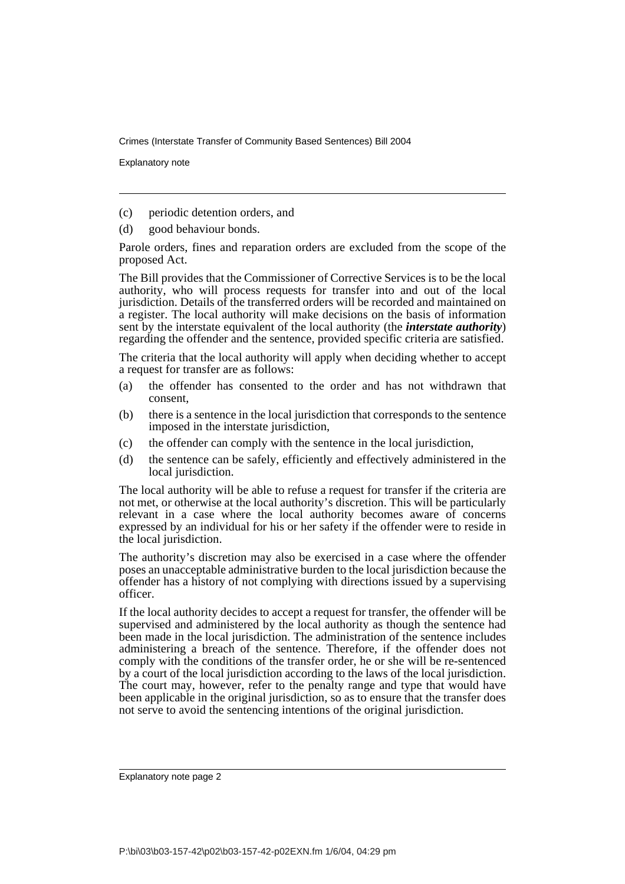(c) periodic detention orders, and

(d) good behaviour bonds.

Parole orders, fines and reparation orders are excluded from the scope of the proposed Act.

The Bill provides that the Commissioner of Corrective Services is to be the local authority, who will process requests for transfer into and out of the local jurisdiction. Details of the transferred orders will be recorded and maintained on a register. The local authority will make decisions on the basis of information sent by the interstate equivalent of the local authority (the ***interstate authority***) regarding the offender and the sentence, provided specific criteria are satisfied.

The criteria that the local authority will apply when deciding whether to accept a request for transfer are as follows:

(a) the offender has consented to the order and has not withdrawn that consent,

(b) there is a sentence in the local jurisdiction that corresponds to the sentence imposed in the interstate jurisdiction,

(c) the offender can comply with the sentence in the local jurisdiction,

(d) the sentence can be safely, efficiently and effectively administered in the local jurisdiction.

The local authority will be able to refuse a request for transfer if the criteria are not met, or otherwise at the local authority's discretion. This will be particularly relevant in a case where the local authority becomes aware of concerns expressed by an individual for his or her safety if the offender were to reside in the local jurisdiction.

The authority's discretion may also be exercised in a case where the offender poses an unacceptable administrative burden to the local jurisdiction because the offender has a history of not complying with directions issued by a supervising officer.

If the local authority decides to accept a request for transfer, the offender will be supervised and administered by the local authority as though the sentence had been made in the local jurisdiction. The administration of the sentence includes administering a breach of the sentence. Therefore, if the offender does not comply with the conditions of the transfer order, he or she will be re-sentenced by a court of the local jurisdiction according to the laws of the local jurisdiction. The court may, however, refer to the penalty range and type that would have been applicable in the original jurisdiction, so as to ensure that the transfer does not serve to avoid the sentencing intentions of the original jurisdiction.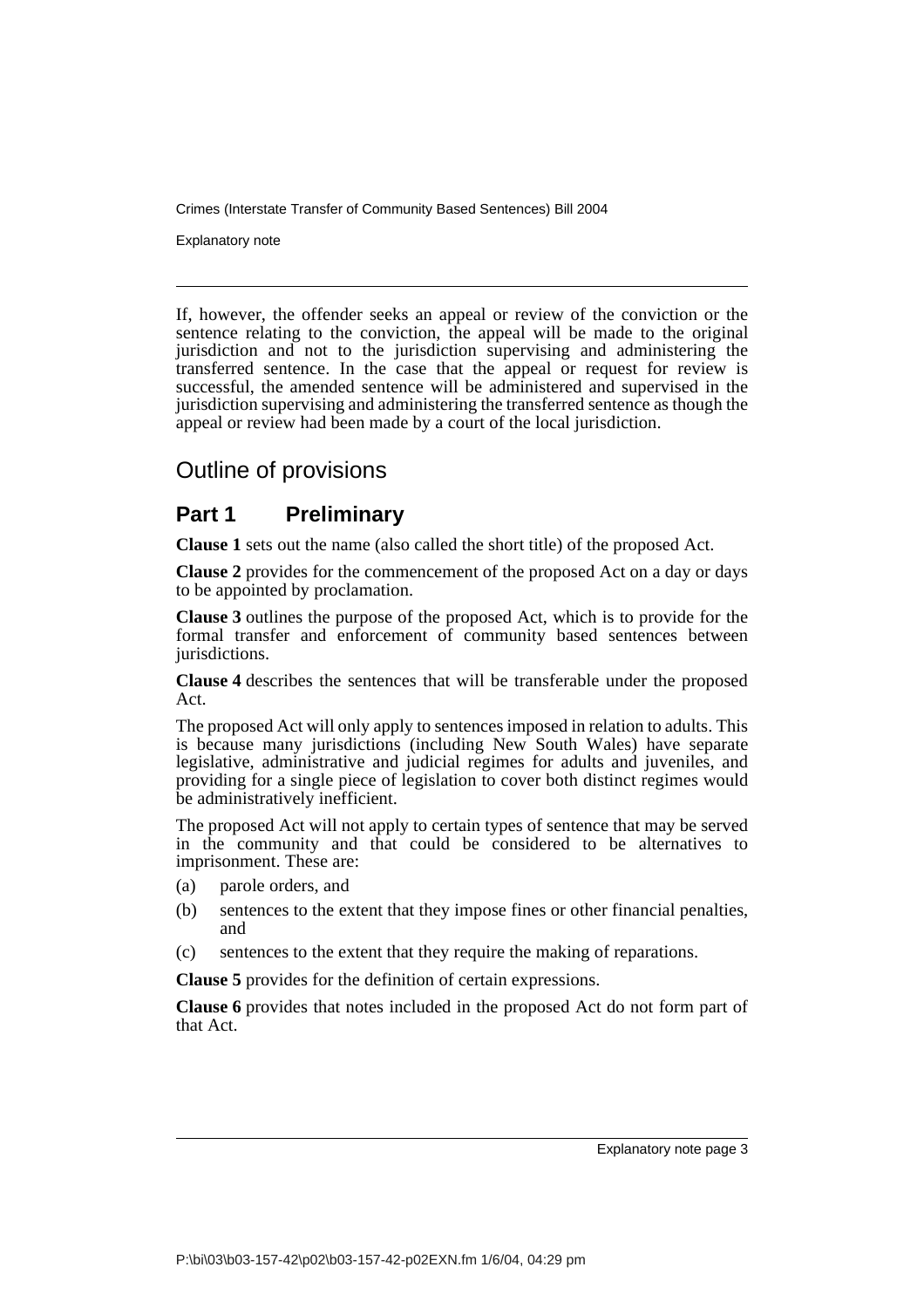If, however, the offender seeks an appeal or review of the conviction or the sentence relating to the conviction, the appeal will be made to the original jurisdiction and not to the jurisdiction supervising and administering the transferred sentence. In the case that the appeal or request for review is successful, the amended sentence will be administered and supervised in the jurisdiction supervising and administering the transferred sentence as though the appeal or review had been made by a court of the local jurisdiction.

## Outline of provisions

### Part 1 Preliminary

**Clause 1** sets out the name (also called the short title) of the proposed Act.

**Clause 2** provides for the commencement of the proposed Act on a day or days to be appointed by proclamation.

**Clause 3** outlines the purpose of the proposed Act, which is to provide for the formal transfer and enforcement of community based sentences between jurisdictions.

**Clause 4** describes the sentences that will be transferable under the proposed Act.

The proposed Act will only apply to sentences imposed in relation to adults. This is because many jurisdictions (including New South Wales) have separate legislative, administrative and judicial regimes for adults and juveniles, and providing for a single piece of legislation to cover both distinct regimes would be administratively inefficient.

The proposed Act will not apply to certain types of sentence that may be served in the community and that could be considered to be alternatives to imprisonment. These are:

(a) parole orders, and

(b) sentences to the extent that they impose fines or other financial penalties, and

(c) sentences to the extent that they require the making of reparations.

**Clause 5** provides for the definition of certain expressions.

**Clause 6** provides that notes included in the proposed Act do not form part of that Act.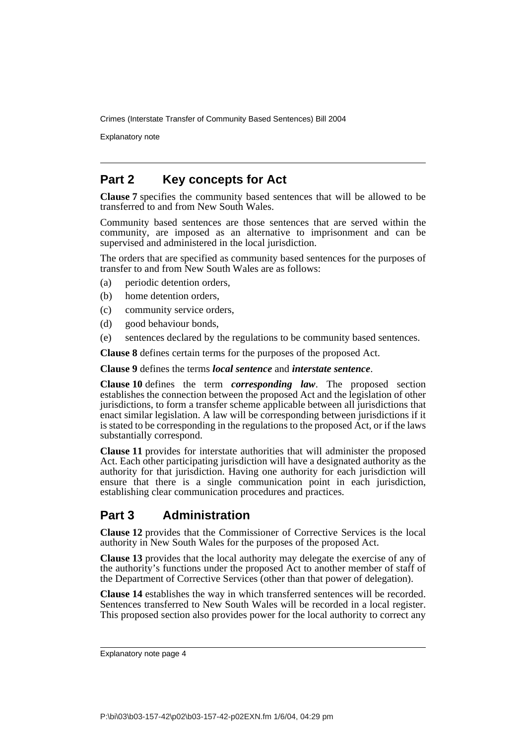## Part 2 Key concepts for Act

**Clause 7** specifies the community based sentences that will be allowed to be transferred to and from New South Wales.

Community based sentences are those sentences that are served within the community, are imposed as an alternative to imprisonment and can be supervised and administered in the local jurisdiction.

The orders that are specified as community based sentences for the purposes of transfer to and from New South Wales are as follows:

(a) periodic detention orders,

(b) home detention orders,

(c) community service orders,

(d) good behaviour bonds,

(e) sentences declared by the regulations to be community based sentences.

**Clause 8** defines certain terms for the purposes of the proposed Act.

**Clause 9** defines the terms ***local sentence*** and ***interstate sentence***.

**Clause 10** defines the term ***corresponding law***. The proposed section establishes the connection between the proposed Act and the legislation of other jurisdictions, to form a transfer scheme applicable between all jurisdictions that enact similar legislation. A law will be corresponding between jurisdictions if it is stated to be corresponding in the regulations to the proposed Act, or if the laws substantially correspond.

**Clause 11** provides for interstate authorities that will administer the proposed Act. Each other participating jurisdiction will have a designated authority as the authority for that jurisdiction. Having one authority for each jurisdiction will ensure that there is a single communication point in each jurisdiction, establishing clear communication procedures and practices.

## Part 3 Administration

**Clause 12** provides that the Commissioner of Corrective Services is the local authority in New South Wales for the purposes of the proposed Act.

**Clause 13** provides that the local authority may delegate the exercise of any of the authority's functions under the proposed Act to another member of staff of the Department of Corrective Services (other than that power of delegation).

**Clause 14** establishes the way in which transferred sentences will be recorded. Sentences transferred to New South Wales will be recorded in a local register. This proposed section also provides power for the local authority to correct any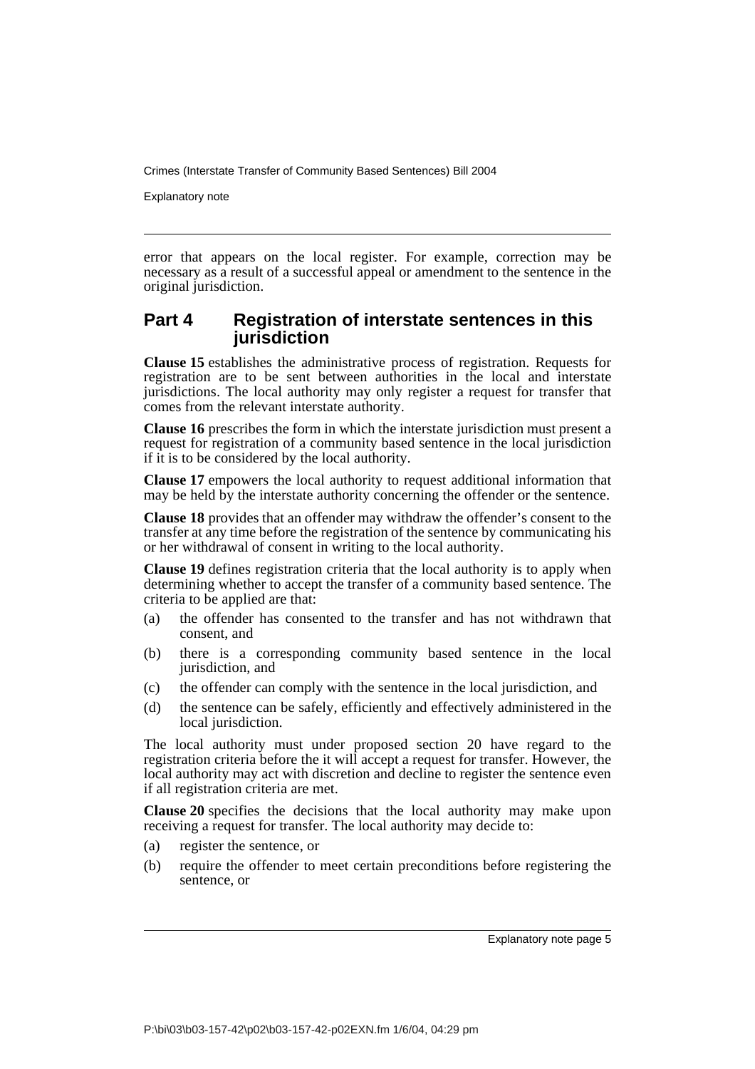error that appears on the local register. For example, correction may be necessary as a result of a successful appeal or amendment to the sentence in the original jurisdiction.

## Part 4 Registration of interstate sentences in this jurisdiction

**Clause 15** establishes the administrative process of registration. Requests for registration are to be sent between authorities in the local and interstate jurisdictions. The local authority may only register a request for transfer that comes from the relevant interstate authority.

**Clause 16** prescribes the form in which the interstate jurisdiction must present a request for registration of a community based sentence in the local jurisdiction if it is to be considered by the local authority.

**Clause 17** empowers the local authority to request additional information that may be held by the interstate authority concerning the offender or the sentence.

**Clause 18** provides that an offender may withdraw the offender's consent to the transfer at any time before the registration of the sentence by communicating his or her withdrawal of consent in writing to the local authority.

**Clause 19** defines registration criteria that the local authority is to apply when determining whether to accept the transfer of a community based sentence. The criteria to be applied are that:

(a) the offender has consented to the transfer and has not withdrawn that consent, and

(b) there is a corresponding community based sentence in the local jurisdiction, and

(c) the offender can comply with the sentence in the local jurisdiction, and

(d) the sentence can be safely, efficiently and effectively administered in the local jurisdiction.

The local authority must under proposed section 20 have regard to the registration criteria before the it will accept a request for transfer. However, the local authority may act with discretion and decline to register the sentence even if all registration criteria are met.

**Clause 20** specifies the decisions that the local authority may make upon receiving a request for transfer. The local authority may decide to:

(a) register the sentence, or

(b) require the offender to meet certain preconditions before registering the sentence, or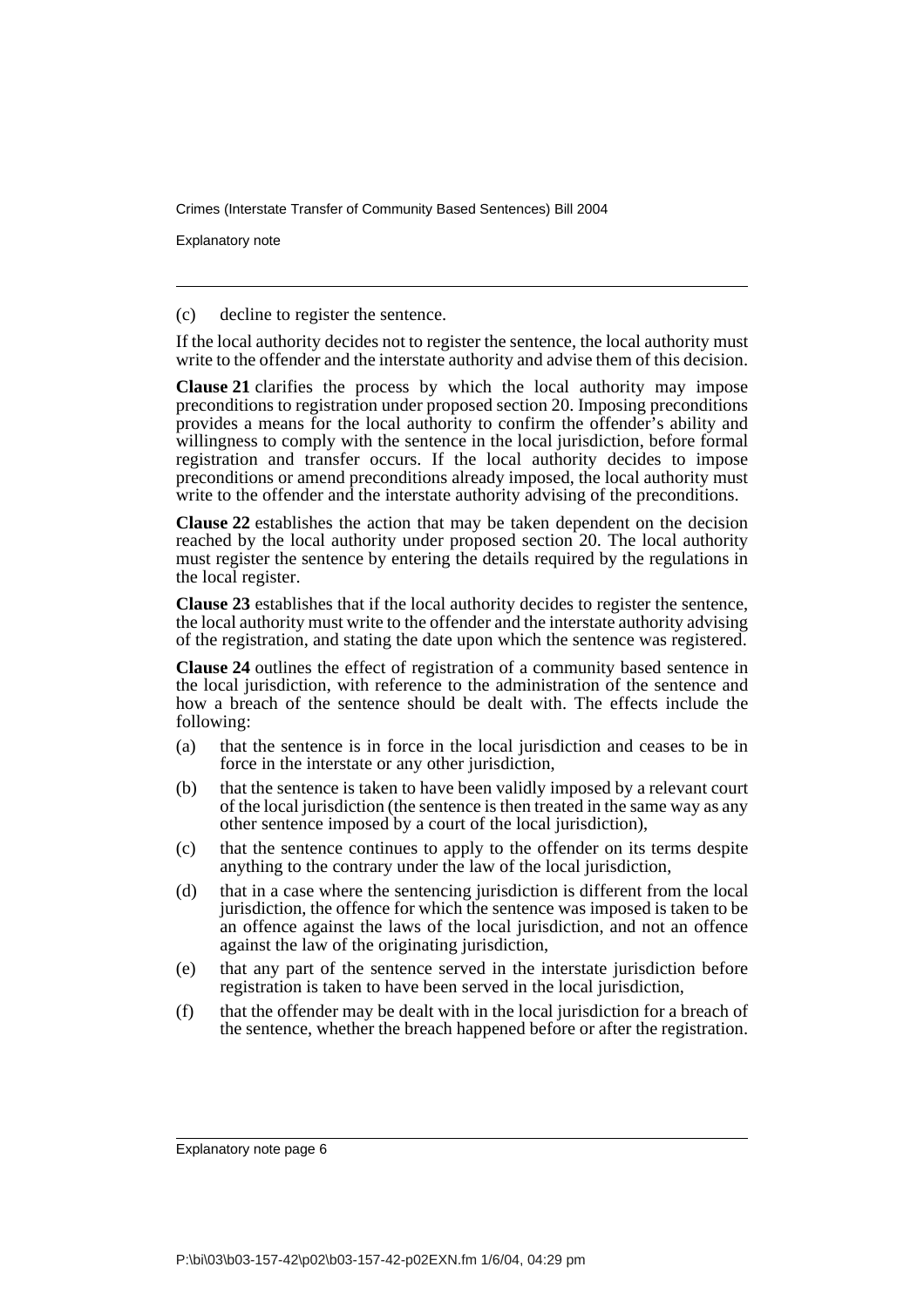(c) decline to register the sentence.

If the local authority decides not to register the sentence, the local authority must write to the offender and the interstate authority and advise them of this decision.

**Clause 21** clarifies the process by which the local authority may impose preconditions to registration under proposed section 20. Imposing preconditions provides a means for the local authority to confirm the offender's ability and willingness to comply with the sentence in the local jurisdiction, before formal registration and transfer occurs. If the local authority decides to impose preconditions or amend preconditions already imposed, the local authority must write to the offender and the interstate authority advising of the preconditions.

**Clause 22** establishes the action that may be taken dependent on the decision reached by the local authority under proposed section 20. The local authority must register the sentence by entering the details required by the regulations in the local register.

**Clause 23** establishes that if the local authority decides to register the sentence, the local authority must write to the offender and the interstate authority advising of the registration, and stating the date upon which the sentence was registered.

**Clause 24** outlines the effect of registration of a community based sentence in the local jurisdiction, with reference to the administration of the sentence and how a breach of the sentence should be dealt with. The effects include the following:

(a) that the sentence is in force in the local jurisdiction and ceases to be in force in the interstate or any other jurisdiction,

(b) that the sentence is taken to have been validly imposed by a relevant court of the local jurisdiction (the sentence is then treated in the same way as any other sentence imposed by a court of the local jurisdiction),

(c) that the sentence continues to apply to the offender on its terms despite anything to the contrary under the law of the local jurisdiction,

(d) that in a case where the sentencing jurisdiction is different from the local jurisdiction, the offence for which the sentence was imposed is taken to be an offence against the laws of the local jurisdiction, and not an offence against the law of the originating jurisdiction,

(e) that any part of the sentence served in the interstate jurisdiction before registration is taken to have been served in the local jurisdiction,

(f) that the offender may be dealt with in the local jurisdiction for a breach of the sentence, whether the breach happened before or after the registration.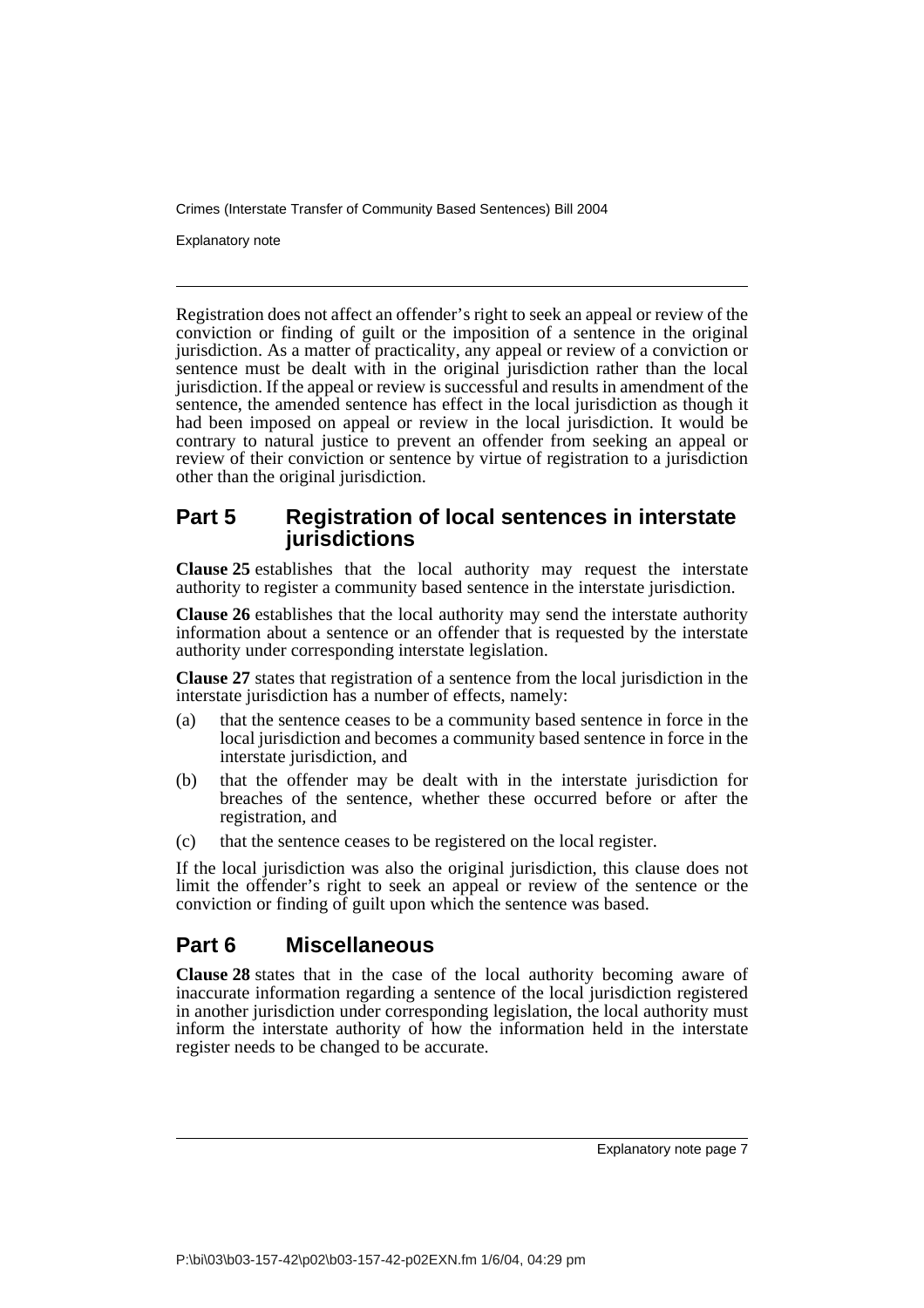Registration does not affect an offender's right to seek an appeal or review of the conviction or finding of guilt or the imposition of a sentence in the original jurisdiction. As a matter of practicality, any appeal or review of a conviction or sentence must be dealt with in the original jurisdiction rather than the local jurisdiction. If the appeal or review is successful and results in amendment of the sentence, the amended sentence has effect in the local jurisdiction as though it had been imposed on appeal or review in the local jurisdiction. It would be contrary to natural justice to prevent an offender from seeking an appeal or review of their conviction or sentence by virtue of registration to a jurisdiction other than the original jurisdiction.

## Part 5 Registration of local sentences in interstate jurisdictions

**Clause 25** establishes that the local authority may request the interstate authority to register a community based sentence in the interstate jurisdiction.

**Clause 26** establishes that the local authority may send the interstate authority information about a sentence or an offender that is requested by the interstate authority under corresponding interstate legislation.

**Clause 27** states that registration of a sentence from the local jurisdiction in the interstate jurisdiction has a number of effects, namely:

(a) that the sentence ceases to be a community based sentence in force in the local jurisdiction and becomes a community based sentence in force in the interstate jurisdiction, and

(b) that the offender may be dealt with in the interstate jurisdiction for breaches of the sentence, whether these occurred before or after the registration, and

(c) that the sentence ceases to be registered on the local register.

If the local jurisdiction was also the original jurisdiction, this clause does not limit the offender's right to seek an appeal or review of the sentence or the conviction or finding of guilt upon which the sentence was based.

## Part 6 Miscellaneous

**Clause 28** states that in the case of the local authority becoming aware of inaccurate information regarding a sentence of the local jurisdiction registered in another jurisdiction under corresponding legislation, the local authority must inform the interstate authority of how the information held in the interstate register needs to be changed to be accurate.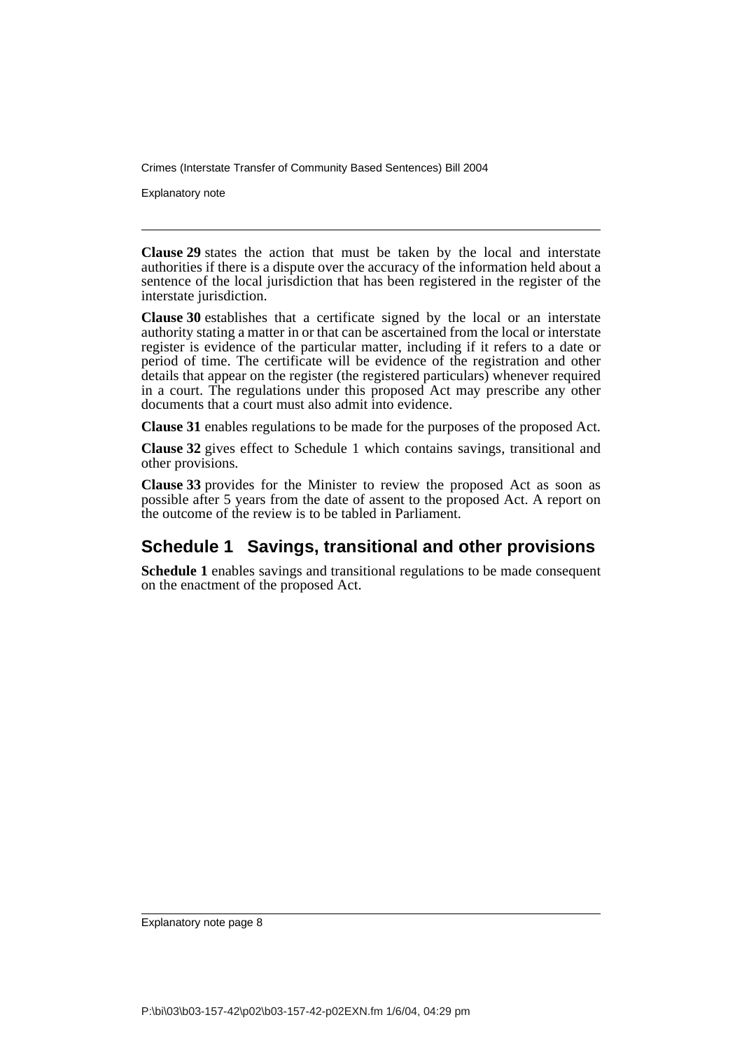**Clause 29** states the action that must be taken by the local and interstate authorities if there is a dispute over the accuracy of the information held about a sentence of the local jurisdiction that has been registered in the register of the interstate jurisdiction.

**Clause 30** establishes that a certificate signed by the local or an interstate authority stating a matter in or that can be ascertained from the local or interstate register is evidence of the particular matter, including if it refers to a date or period of time. The certificate will be evidence of the registration and other details that appear on the register (the registered particulars) whenever required in a court. The regulations under this proposed Act may prescribe any other documents that a court must also admit into evidence.

**Clause 31** enables regulations to be made for the purposes of the proposed Act.

**Clause 32** gives effect to Schedule 1 which contains savings, transitional and other provisions.

**Clause 33** provides for the Minister to review the proposed Act as soon as possible after 5 years from the date of assent to the proposed Act. A report on the outcome of the review is to be tabled in Parliament.

## Schedule 1 Savings, transitional and other provisions

**Schedule 1** enables savings and transitional regulations to be made consequent on the enactment of the proposed Act.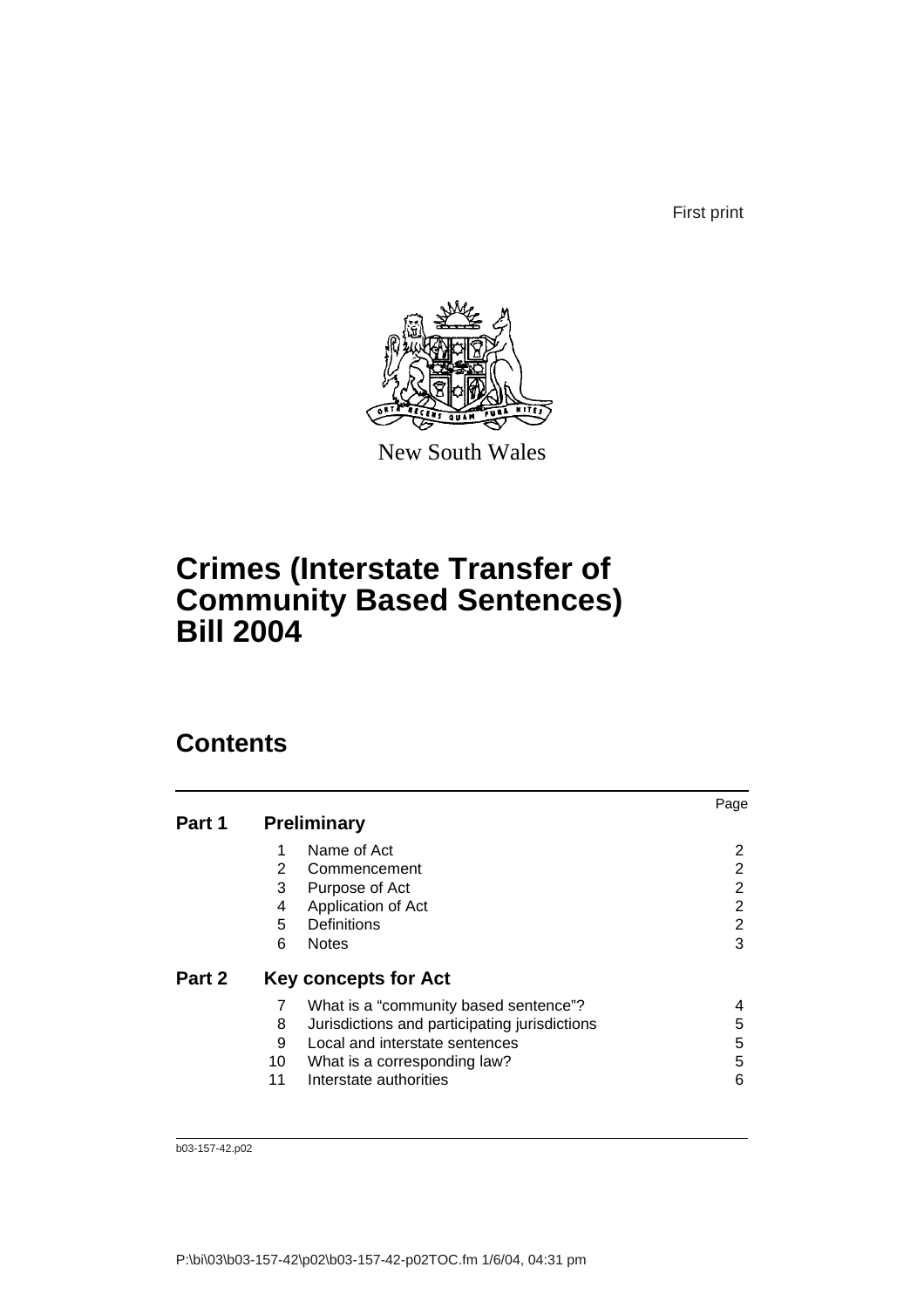First print

New South Wales

# Crimes (Interstate Transfer of Community Based Sentences) Bill 2004

## Contents

| | | | Page |
|---|---|---|---|
| **Part 1** | **Preliminary** | | |
| | 1 | Name of Act | 2 |
| | 2 | Commencement | 2 |
| | 3 | Purpose of Act | 2 |
| | 4 | Application of Act | 2 |
| | 5 | Definitions | 2 |
| | 6 | Notes | 3 |
| **Part 2** | **Key concepts for Act** | | |
| | 7 | What is a "community based sentence"? | 4 |
| | 8 | Jurisdictions and participating jurisdictions | 5 |
| | 9 | Local and interstate sentences | 5 |
| | 10 | What is a corresponding law? | 5 |
| | 11 | Interstate authorities | 6 |

b03-157-42.p02

P:\bi\03\b03-157-42\p02\b03-157-42-p02TOC.fm 1/6/04, 04:31 pm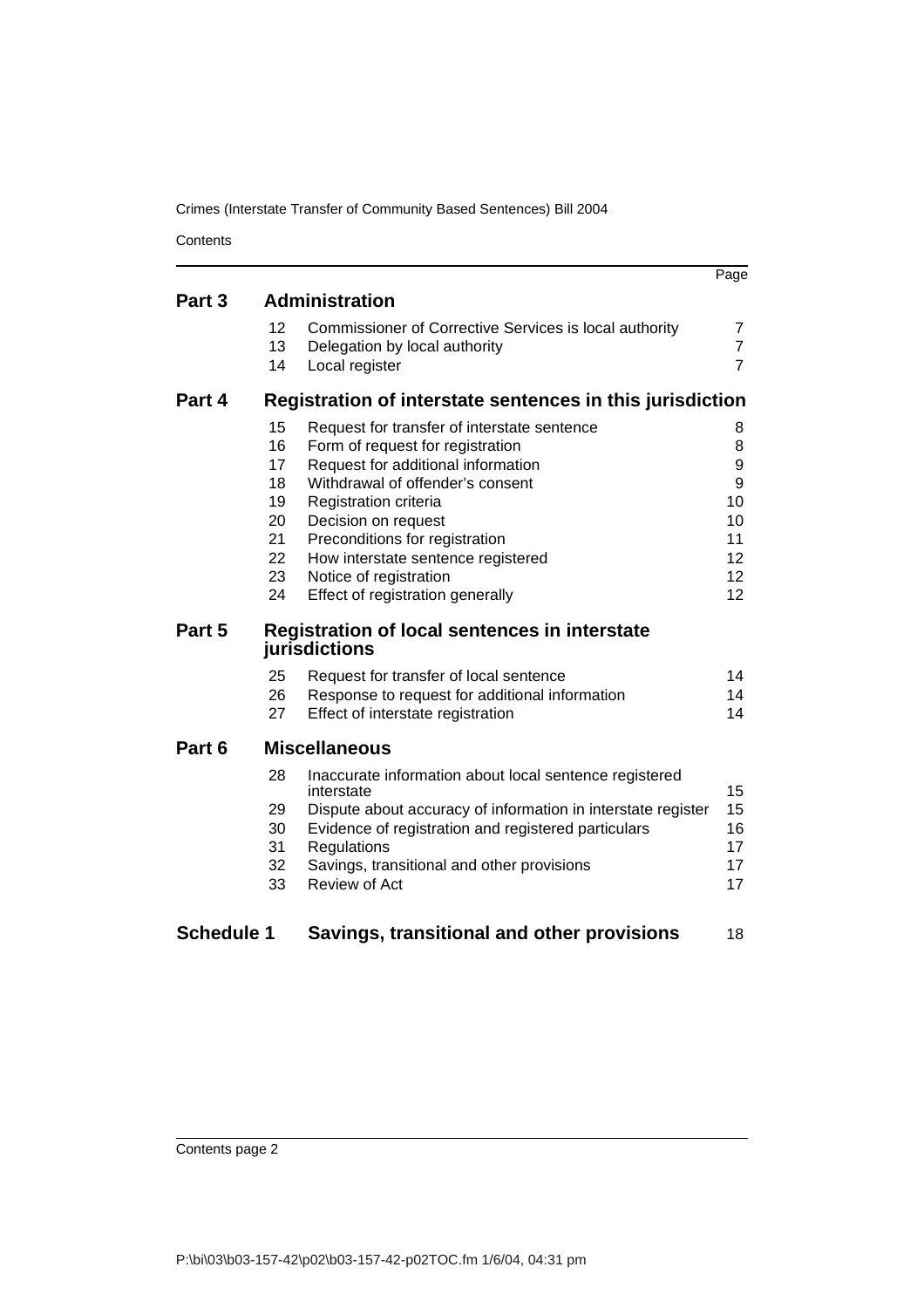| | | | Page |
|---|---|---|---|
| **Part 3** | **Administration** | | |
| | 12 | Commissioner of Corrective Services is local authority | 7 |
| | 13 | Delegation by local authority | 7 |
| | 14 | Local register | 7 |
| **Part 4** | **Registration of interstate sentences in this jurisdiction** | | |
| | 15 | Request for transfer of interstate sentence | 8 |
| | 16 | Form of request for registration | 8 |
| | 17 | Request for additional information | 9 |
| | 18 | Withdrawal of offender's consent | 9 |
| | 19 | Registration criteria | 10 |
| | 20 | Decision on request | 10 |
| | 21 | Preconditions for registration | 11 |
| | 22 | How interstate sentence registered | 12 |
| | 23 | Notice of registration | 12 |
| | 24 | Effect of registration generally | 12 |
| **Part 5** | **Registration of local sentences in interstate jurisdictions** | | |
| | 25 | Request for transfer of local sentence | 14 |
| | 26 | Response to request for additional information | 14 |
| | 27 | Effect of interstate registration | 14 |
| **Part 6** | **Miscellaneous** | | |
| | 28 | Inaccurate information about local sentence registered interstate | 15 |
| | 29 | Dispute about accuracy of information in interstate register | 15 |
| | 30 | Evidence of registration and registered particulars | 16 |
| | 31 | Regulations | 17 |
| | 32 | Savings, transitional and other provisions | 17 |
| | 33 | Review of Act | 17 |
| **Schedule 1** | **Savings, transitional and other provisions** | | 18 |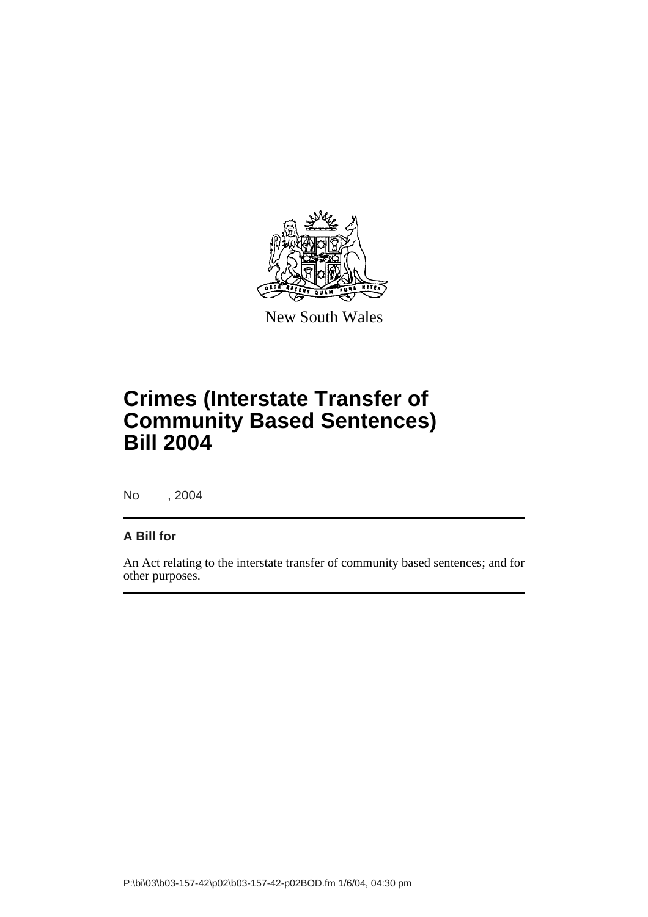New South Wales

# Crimes (Interstate Transfer of Community Based Sentences) Bill 2004

No , 2004

**A Bill for**

An Act relating to the interstate transfer of community based sentences; and for other purposes.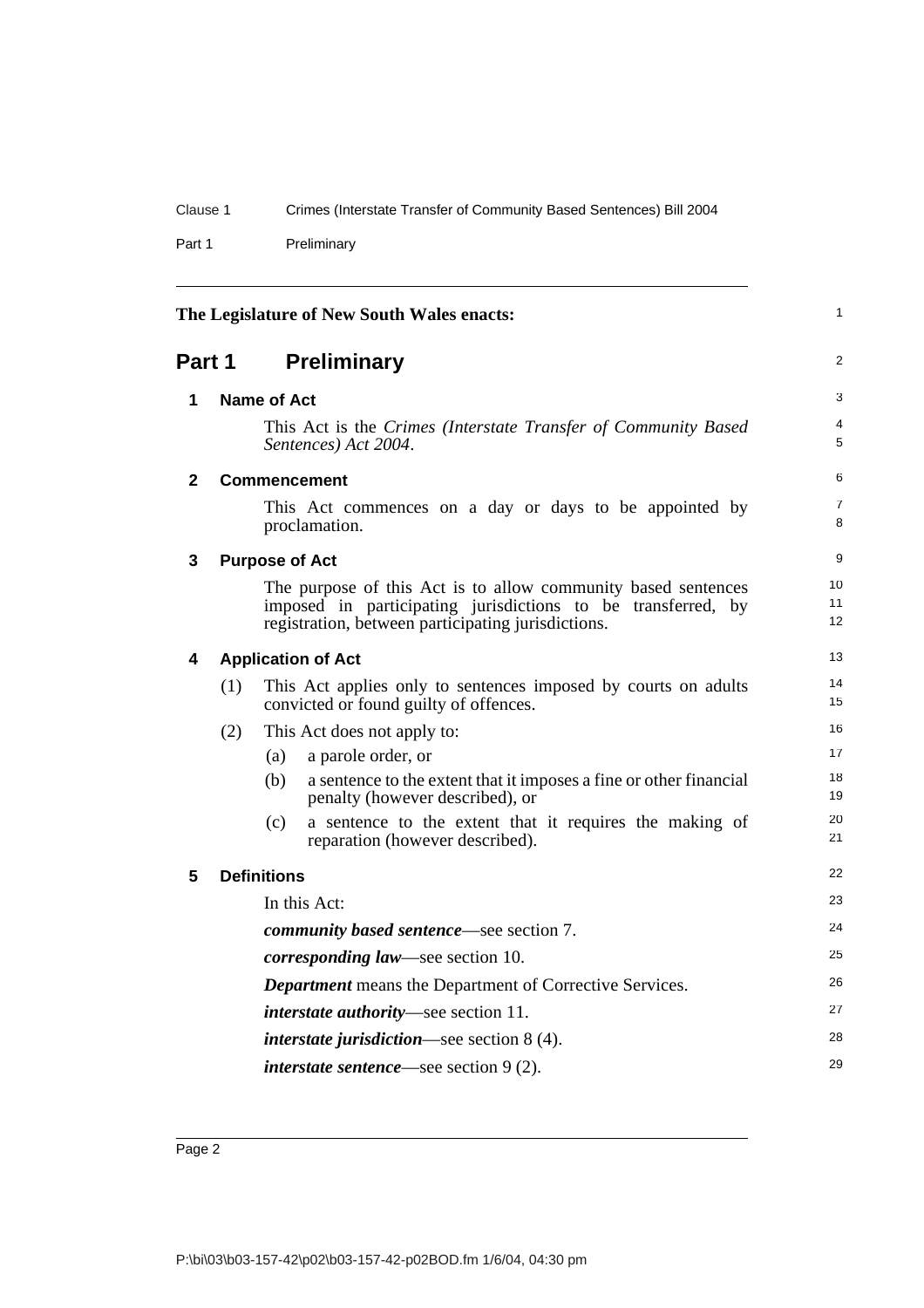The Legislature of New South Wales enacts:

# Part 1 Preliminary

## 1 Name of Act

This Act is the *Crimes (Interstate Transfer of Community Based Sentences) Act 2004*.

## 2 Commencement

This Act commences on a day or days to be appointed by proclamation.

## 3 Purpose of Act

The purpose of this Act is to allow community based sentences imposed in participating jurisdictions to be transferred, by registration, between participating jurisdictions.

## 4 Application of Act

(1) This Act applies only to sentences imposed by courts on adults convicted or found guilty of offences.

(2) This Act does not apply to:

- (a) a parole order, or
- (b) a sentence to the extent that it imposes a fine or other financial penalty (however described), or
- (c) a sentence to the extent that it requires the making of reparation (however described).

## 5 Definitions

In this Act:

***community based sentence***—see section 7.

***corresponding law***—see section 10.

***Department*** means the Department of Corrective Services.

***interstate authority***—see section 11.

***interstate jurisdiction***—see section 8 (4).

***interstate sentence***—see section 9 (2).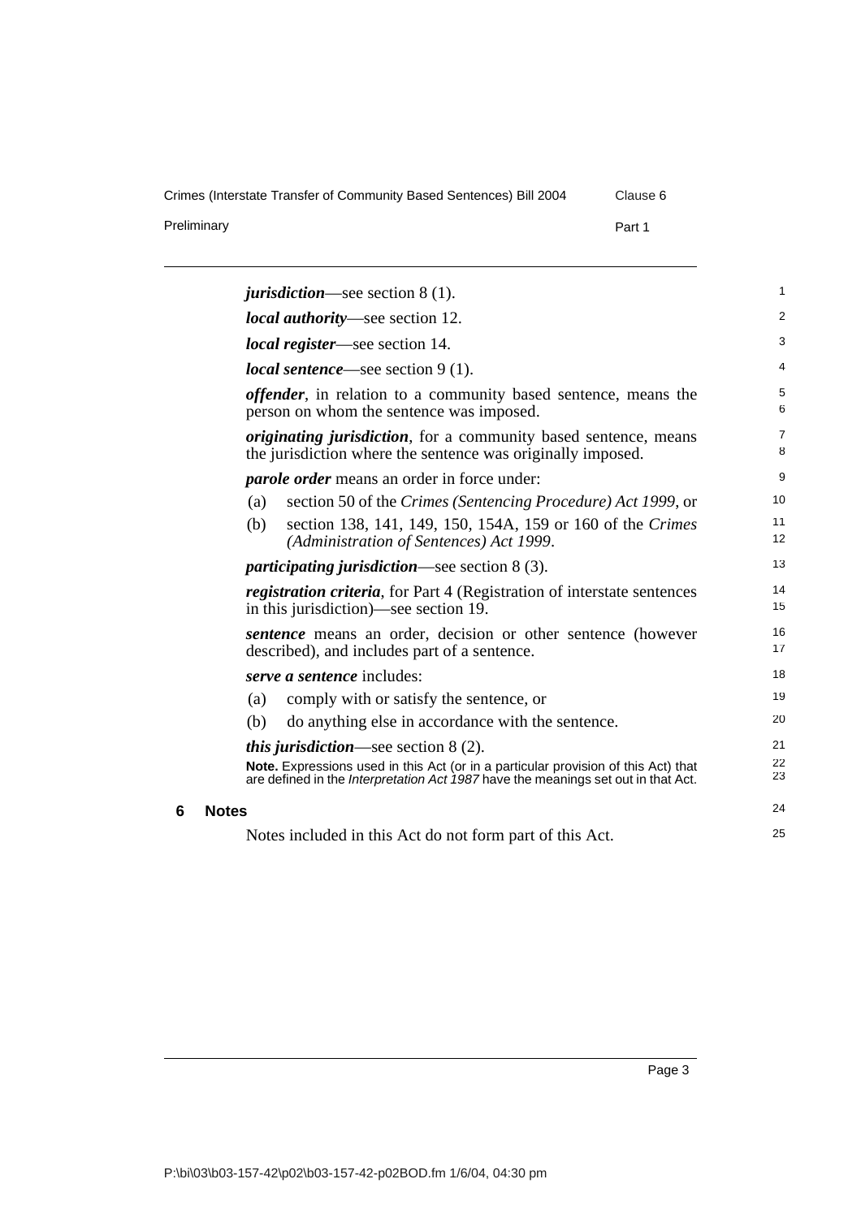***jurisdiction***—see section 8 (1).

***local authority***—see section 12.

***local register***—see section 14.

***local sentence***—see section 9 (1).

***offender***, in relation to a community based sentence, means the person on whom the sentence was imposed.

***originating jurisdiction***, for a community based sentence, means the jurisdiction where the sentence was originally imposed.

***parole order*** means an order in force under:

(a) section 50 of the *Crimes (Sentencing Procedure) Act 1999*, or

(b) section 138, 141, 149, 150, 154A, 159 or 160 of the *Crimes (Administration of Sentences) Act 1999*.

***participating jurisdiction***—see section 8 (3).

***registration criteria***, for Part 4 (Registration of interstate sentences in this jurisdiction)—see section 19.

***sentence*** means an order, decision or other sentence (however described), and includes part of a sentence.

***serve a sentence*** includes:

(a) comply with or satisfy the sentence, or

(b) do anything else in accordance with the sentence.

***this jurisdiction***—see section 8 (2).

**Note.** Expressions used in this Act (or in a particular provision of this Act) that are defined in the *Interpretation Act 1987* have the meanings set out in that Act.

### 6 Notes

Notes included in this Act do not form part of this Act.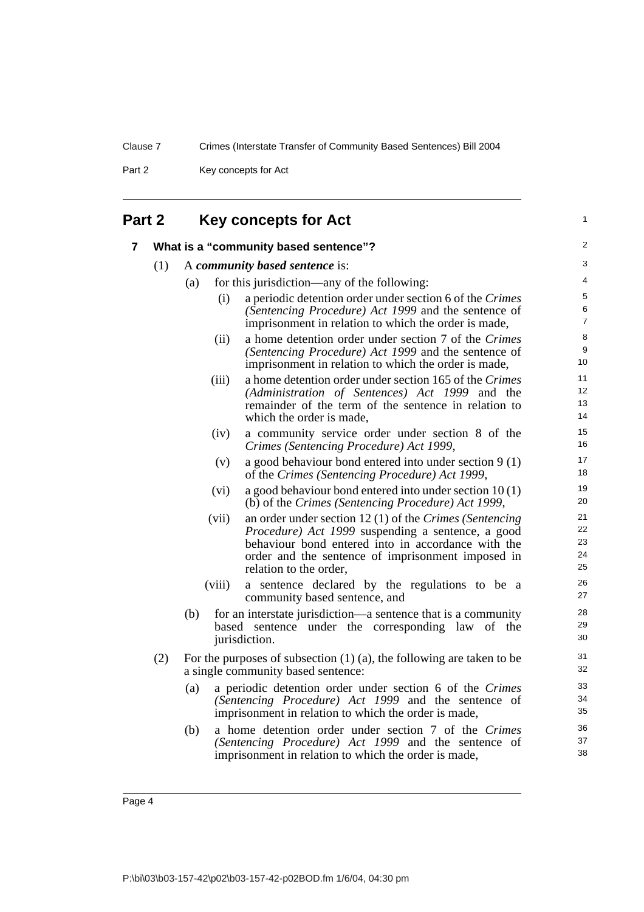## Part 2 Key concepts for Act

### 7 What is a "community based sentence"?

(1) A ***community based sentence*** is:

(a) for this jurisdiction—any of the following:

(i) a periodic detention order under section 6 of the *Crimes (Sentencing Procedure) Act 1999* and the sentence of imprisonment in relation to which the order is made,

(ii) a home detention order under section 7 of the *Crimes (Sentencing Procedure) Act 1999* and the sentence of imprisonment in relation to which the order is made,

(iii) a home detention order under section 165 of the *Crimes (Administration of Sentences) Act 1999* and the remainder of the term of the sentence in relation to which the order is made,

(iv) a community service order under section 8 of the *Crimes (Sentencing Procedure) Act 1999*,

(v) a good behaviour bond entered into under section 9 (1) of the *Crimes (Sentencing Procedure) Act 1999*,

(vi) a good behaviour bond entered into under section 10 (1) (b) of the *Crimes (Sentencing Procedure) Act 1999*,

(vii) an order under section 12 (1) of the *Crimes (Sentencing Procedure) Act 1999* suspending a sentence, a good behaviour bond entered into in accordance with the order and the sentence of imprisonment imposed in relation to the order,

(viii) a sentence declared by the regulations to be a community based sentence, and

(b) for an interstate jurisdiction—a sentence that is a community based sentence under the corresponding law of the jurisdiction.

(2) For the purposes of subsection (1) (a), the following are taken to be a single community based sentence:

(a) a periodic detention order under section 6 of the *Crimes (Sentencing Procedure) Act 1999* and the sentence of imprisonment in relation to which the order is made,

(b) a home detention order under section 7 of the *Crimes (Sentencing Procedure) Act 1999* and the sentence of imprisonment in relation to which the order is made,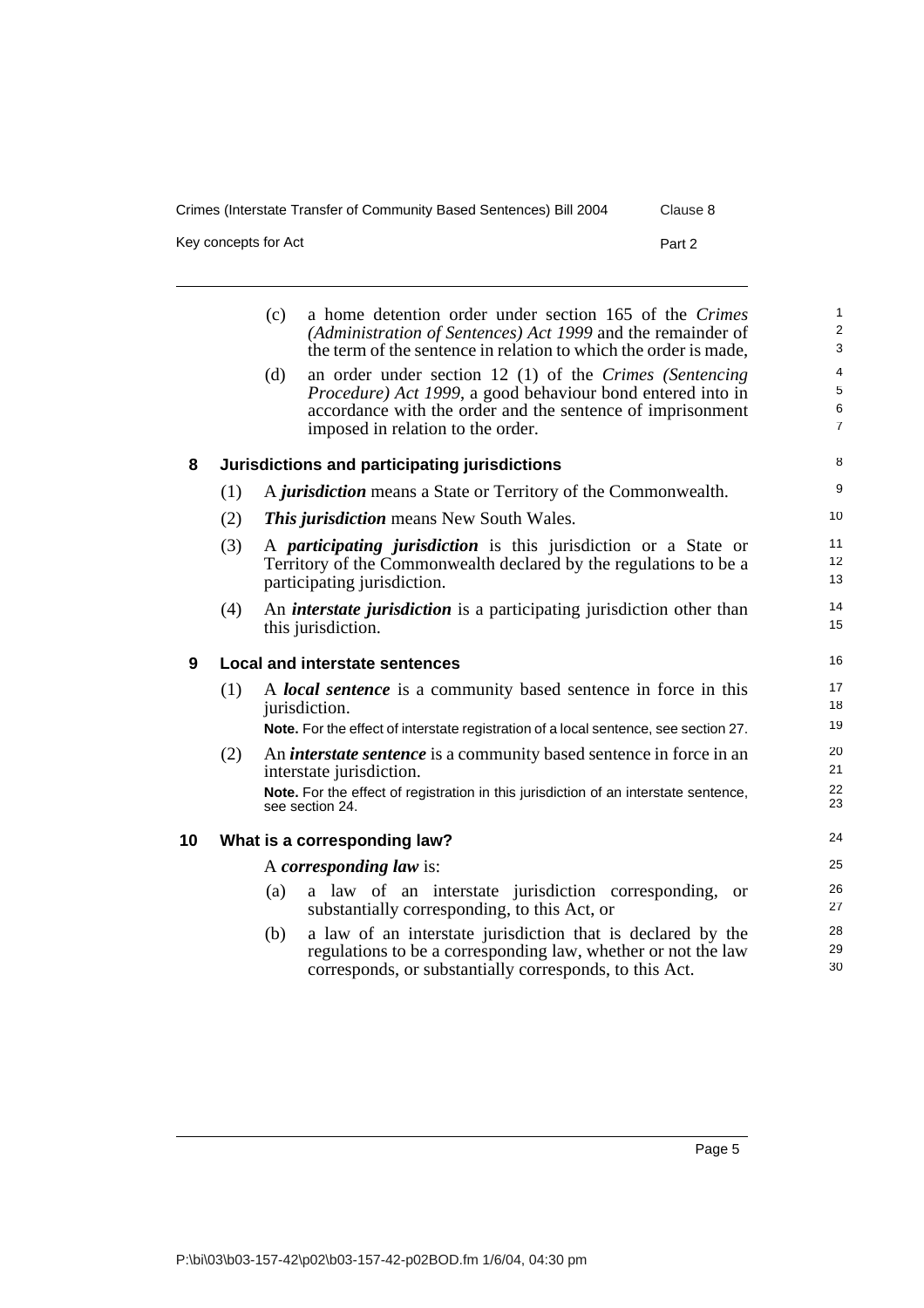(c) a home detention order under section 165 of the *Crimes (Administration of Sentences) Act 1999* and the remainder of the term of the sentence in relation to which the order is made,

(d) an order under section 12 (1) of the *Crimes (Sentencing Procedure) Act 1999*, a good behaviour bond entered into in accordance with the order and the sentence of imprisonment imposed in relation to the order.

### 8 Jurisdictions and participating jurisdictions

(1) A ***jurisdiction*** means a State or Territory of the Commonwealth.

(2) ***This jurisdiction*** means New South Wales.

(3) A ***participating jurisdiction*** is this jurisdiction or a State or Territory of the Commonwealth declared by the regulations to be a participating jurisdiction.

(4) An ***interstate jurisdiction*** is a participating jurisdiction other than this jurisdiction.

### 9 Local and interstate sentences

(1) A ***local sentence*** is a community based sentence in force in this jurisdiction.

**Note.** For the effect of interstate registration of a local sentence, see section 27.

(2) An ***interstate sentence*** is a community based sentence in force in an interstate jurisdiction.

**Note.** For the effect of registration in this jurisdiction of an interstate sentence, see section 24.

### 10 What is a corresponding law?

A ***corresponding law*** is:

(a) a law of an interstate jurisdiction corresponding, or substantially corresponding, to this Act, or

(b) a law of an interstate jurisdiction that is declared by the regulations to be a corresponding law, whether or not the law corresponds, or substantially corresponds, to this Act.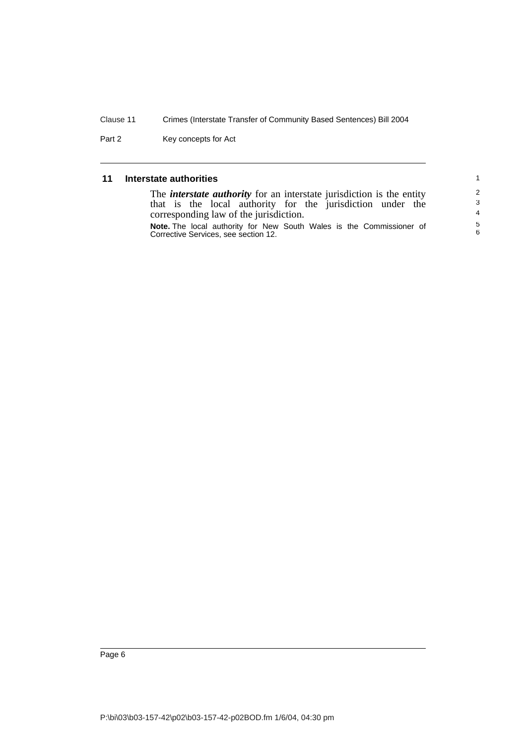## 11 Interstate authorities

The ***interstate authority*** for an interstate jurisdiction is the entity that is the local authority for the jurisdiction under the corresponding law of the jurisdiction.

**Note.** The local authority for New South Wales is the Commissioner of Corrective Services, see section 12.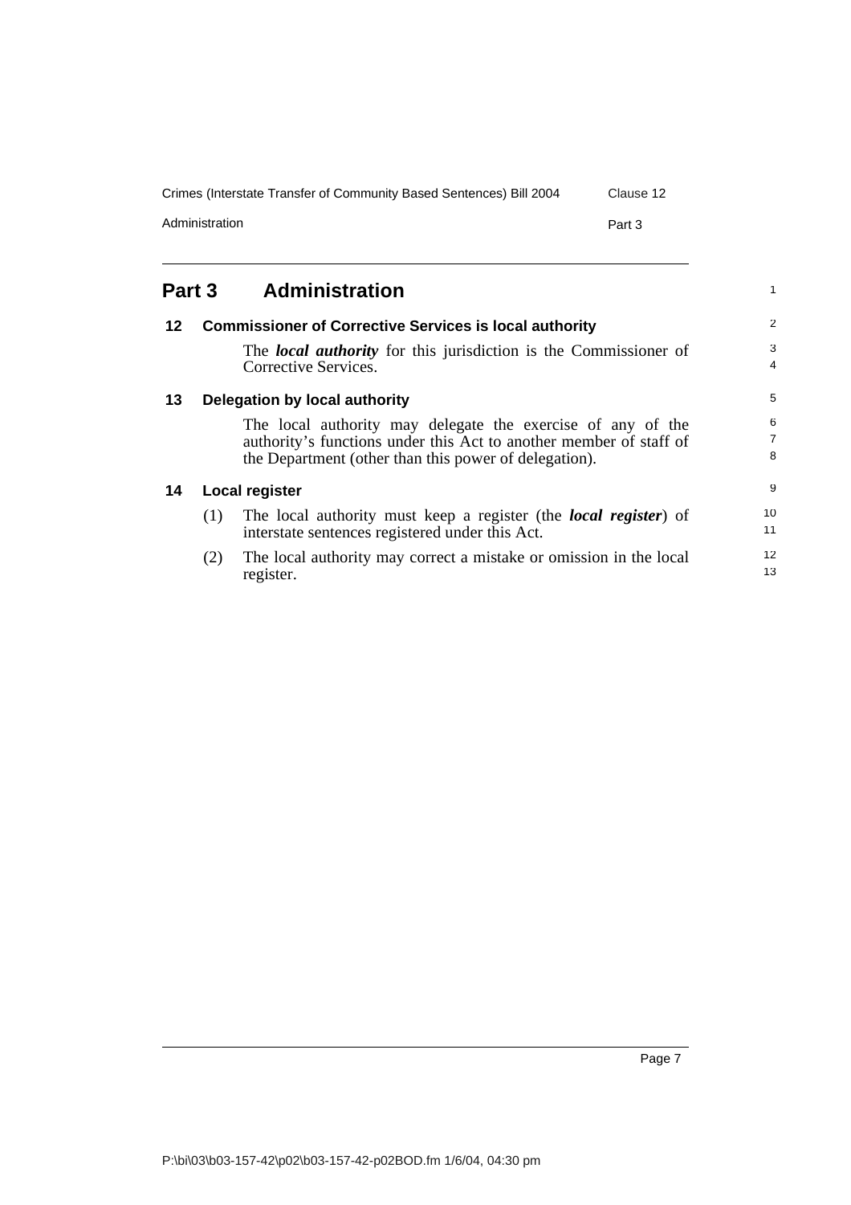## Part 3 Administration

### 12 Commissioner of Corrective Services is local authority

The ***local authority*** for this jurisdiction is the Commissioner of Corrective Services.

### 13 Delegation by local authority

The local authority may delegate the exercise of any of the authority's functions under this Act to another member of staff of the Department (other than this power of delegation).

### 14 Local register

(1) The local authority must keep a register (the ***local register***) of interstate sentences registered under this Act.

(2) The local authority may correct a mistake or omission in the local register.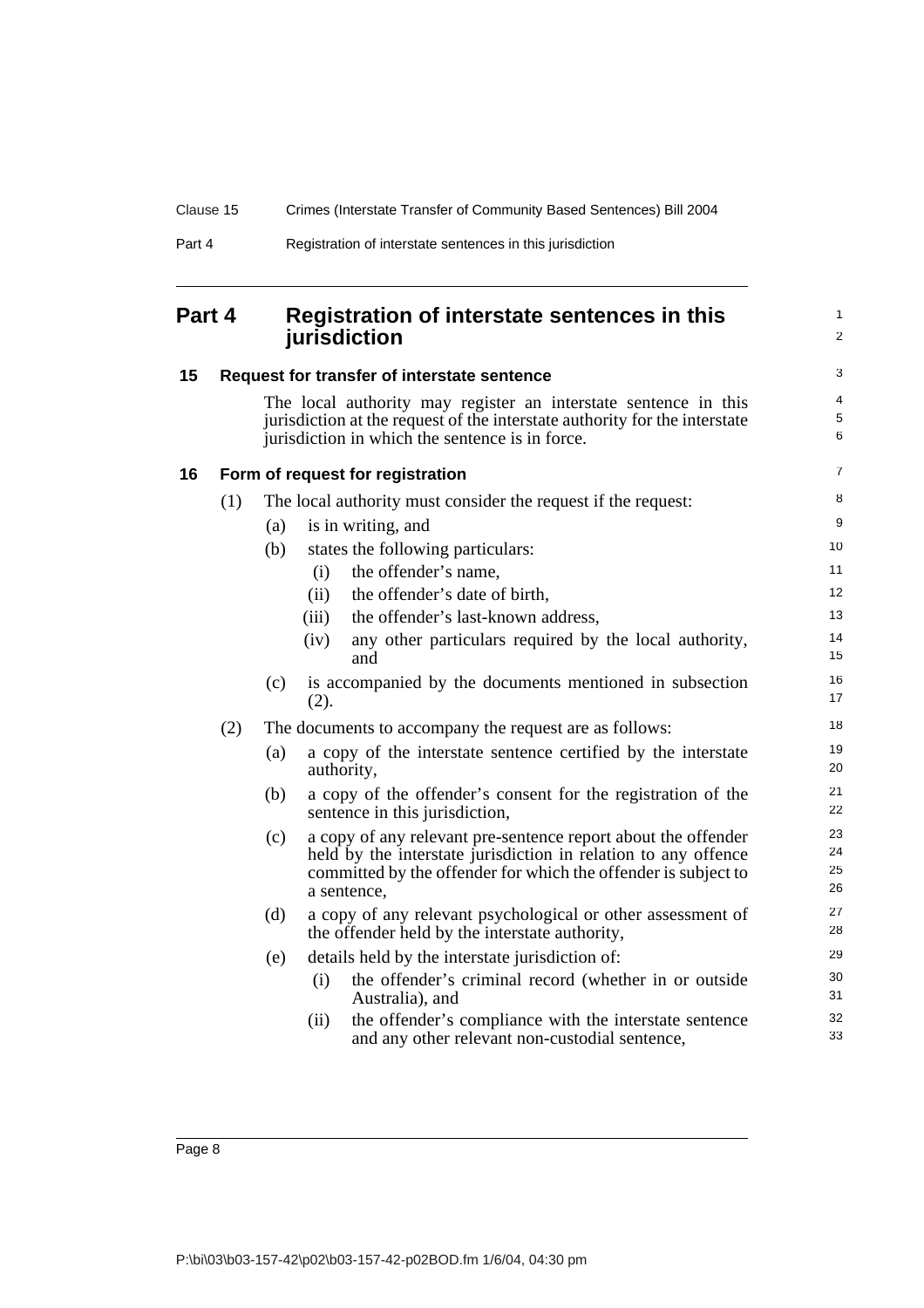# Part 4 Registration of interstate sentences in this jurisdiction

## 15 Request for transfer of interstate sentence

The local authority may register an interstate sentence in this jurisdiction at the request of the interstate authority for the interstate jurisdiction in which the sentence is in force.

## 16 Form of request for registration

(1) The local authority must consider the request if the request:

- (a) is in writing, and
- (b) states the following particulars:
  - (i) the offender's name,
  - (ii) the offender's date of birth,
  - (iii) the offender's last-known address,
  - (iv) any other particulars required by the local authority, and
- (c) is accompanied by the documents mentioned in subsection (2).

(2) The documents to accompany the request are as follows:

- (a) a copy of the interstate sentence certified by the interstate authority,
- (b) a copy of the offender's consent for the registration of the sentence in this jurisdiction,
- (c) a copy of any relevant pre-sentence report about the offender held by the interstate jurisdiction in relation to any offence committed by the offender for which the offender is subject to a sentence,
- (d) a copy of any relevant psychological or other assessment of the offender held by the interstate authority,
- (e) details held by the interstate jurisdiction of:
  - (i) the offender's criminal record (whether in or outside Australia), and
  - (ii) the offender's compliance with the interstate sentence and any other relevant non-custodial sentence,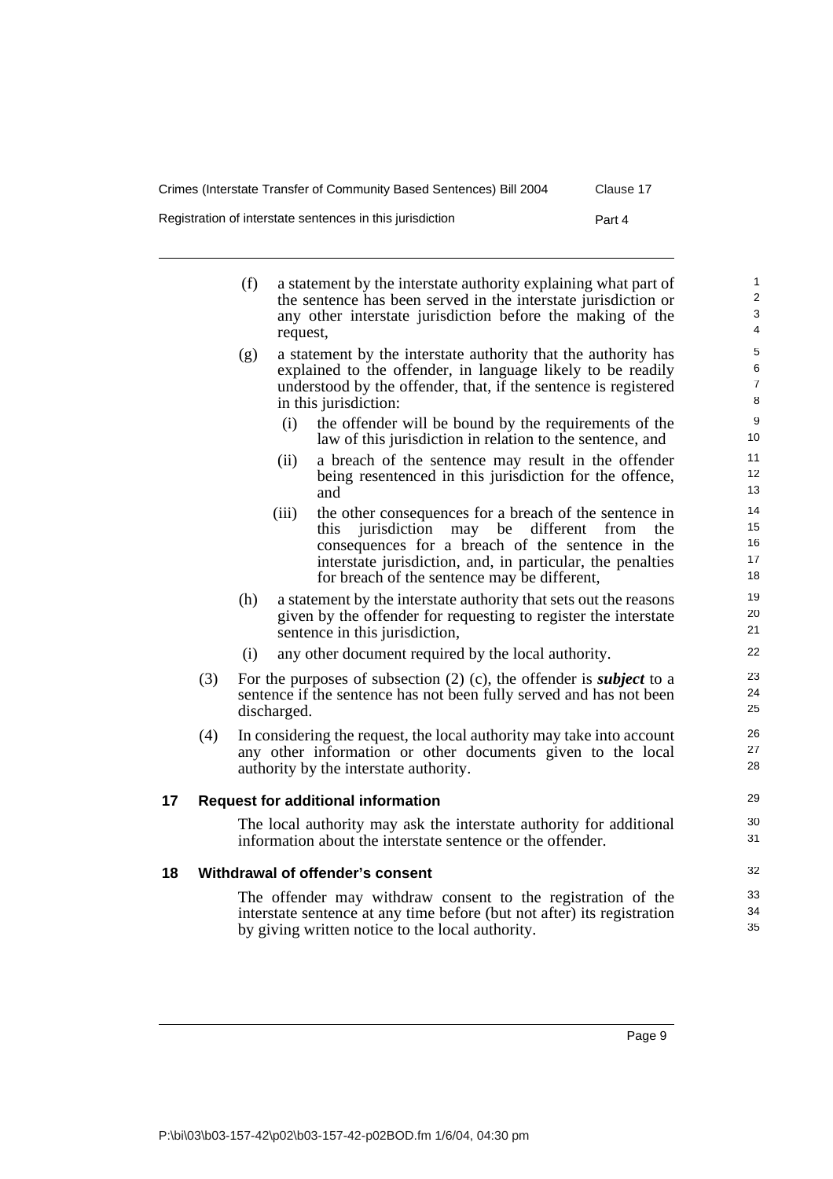(f) a statement by the interstate authority explaining what part of the sentence has been served in the interstate jurisdiction or any other interstate jurisdiction before the making of the request,

(g) a statement by the interstate authority that the authority has explained to the offender, in language likely to be readily understood by the offender, that, if the sentence is registered in this jurisdiction:

(i) the offender will be bound by the requirements of the law of this jurisdiction in relation to the sentence, and

(ii) a breach of the sentence may result in the offender being resentenced in this jurisdiction for the offence, and

(iii) the other consequences for a breach of the sentence in this jurisdiction may be different from the consequences for a breach of the sentence in the interstate jurisdiction, and, in particular, the penalties for breach of the sentence may be different,

(h) a statement by the interstate authority that sets out the reasons given by the offender for requesting to register the interstate sentence in this jurisdiction,

(i) any other document required by the local authority.

(3) For the purposes of subsection (2) (c), the offender is ***subject*** to a sentence if the sentence has not been fully served and has not been discharged.

(4) In considering the request, the local authority may take into account any other information or other documents given to the local authority by the interstate authority.

## 17 Request for additional information

The local authority may ask the interstate authority for additional information about the interstate sentence or the offender.

## 18 Withdrawal of offender's consent

The offender may withdraw consent to the registration of the interstate sentence at any time before (but not after) its registration by giving written notice to the local authority.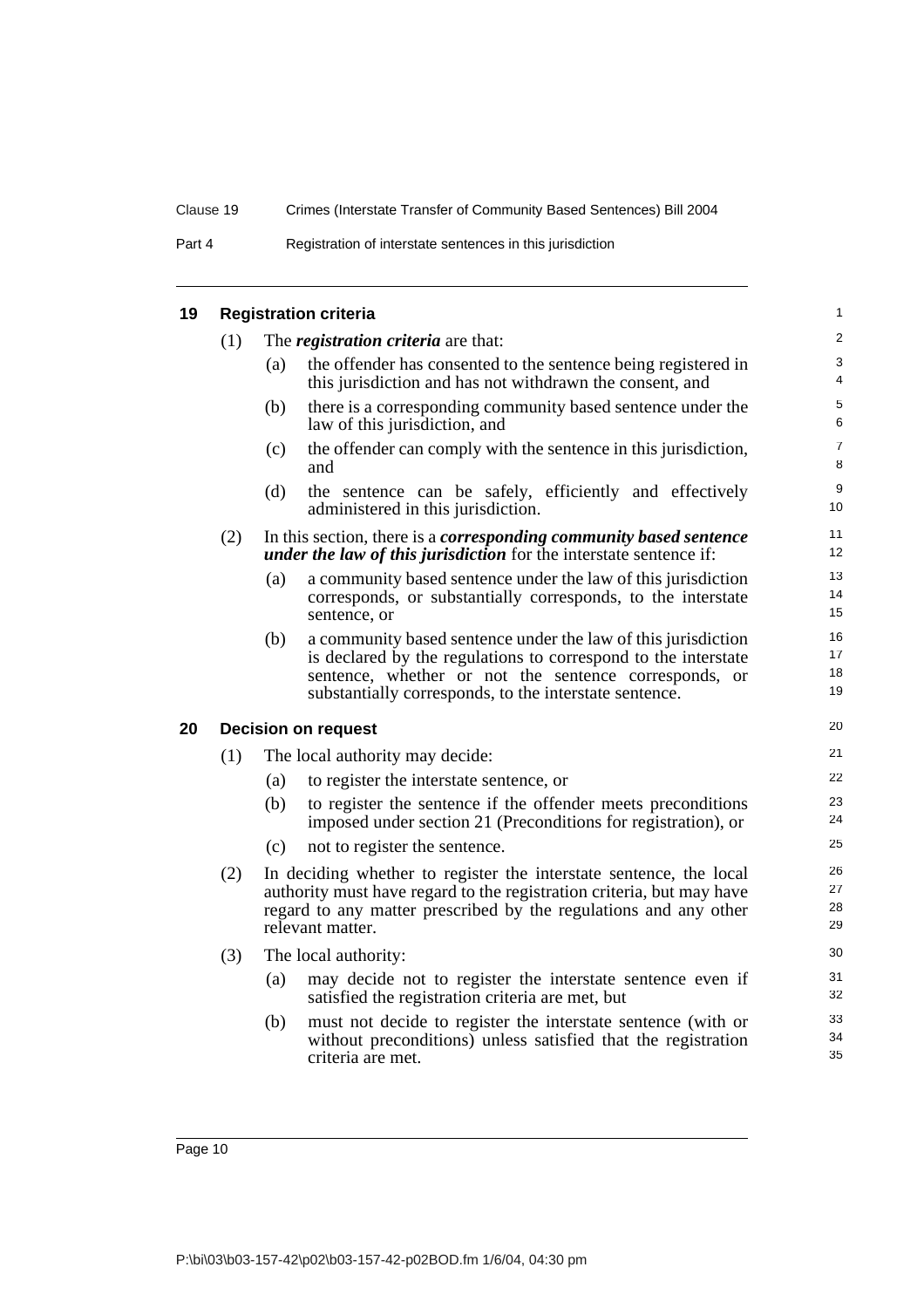## 19 Registration criteria

(1) The ***registration criteria*** are that:

(a) the offender has consented to the sentence being registered in this jurisdiction and has not withdrawn the consent, and

(b) there is a corresponding community based sentence under the law of this jurisdiction, and

(c) the offender can comply with the sentence in this jurisdiction, and

(d) the sentence can be safely, efficiently and effectively administered in this jurisdiction.

(2) In this section, there is a ***corresponding community based sentence under the law of this jurisdiction*** for the interstate sentence if:

(a) a community based sentence under the law of this jurisdiction corresponds, or substantially corresponds, to the interstate sentence, or

(b) a community based sentence under the law of this jurisdiction is declared by the regulations to correspond to the interstate sentence, whether or not the sentence corresponds, or substantially corresponds, to the interstate sentence.

## 20 Decision on request

(1) The local authority may decide:

(a) to register the interstate sentence, or

(b) to register the sentence if the offender meets preconditions imposed under section 21 (Preconditions for registration), or

(c) not to register the sentence.

(2) In deciding whether to register the interstate sentence, the local authority must have regard to the registration criteria, but may have regard to any matter prescribed by the regulations and any other relevant matter.

(3) The local authority:

(a) may decide not to register the interstate sentence even if satisfied the registration criteria are met, but

(b) must not decide to register the interstate sentence (with or without preconditions) unless satisfied that the registration criteria are met.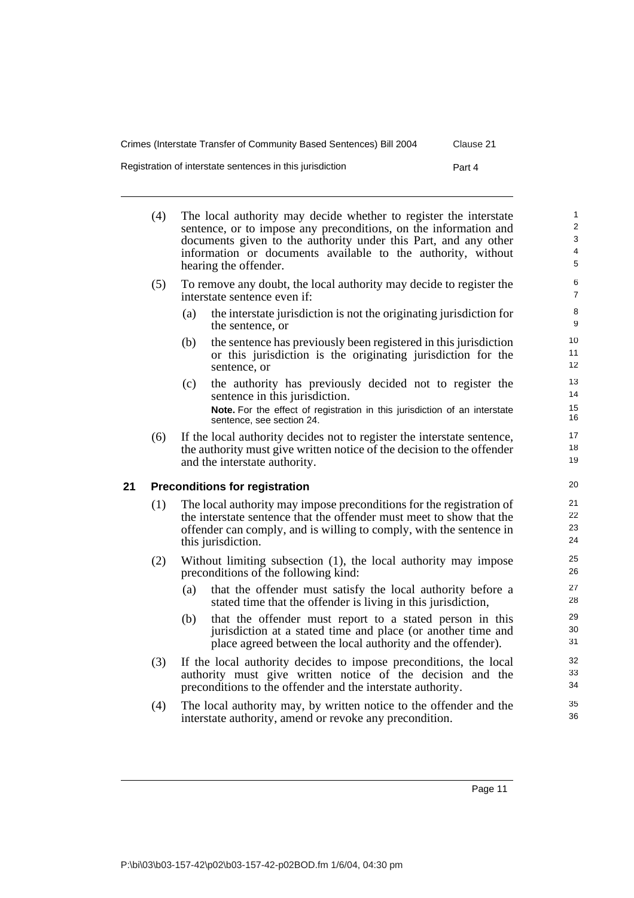(4) The local authority may decide whether to register the interstate sentence, or to impose any preconditions, on the information and documents given to the authority under this Part, and any other information or documents available to the authority, without hearing the offender.

(5) To remove any doubt, the local authority may decide to register the interstate sentence even if:

(a) the interstate jurisdiction is not the originating jurisdiction for the sentence, or

(b) the sentence has previously been registered in this jurisdiction or this jurisdiction is the originating jurisdiction for the sentence, or

(c) the authority has previously decided not to register the sentence in this jurisdiction.

**Note.** For the effect of registration in this jurisdiction of an interstate sentence, see section 24.

(6) If the local authority decides not to register the interstate sentence, the authority must give written notice of the decision to the offender and the interstate authority.

### 21 Preconditions for registration

(1) The local authority may impose preconditions for the registration of the interstate sentence that the offender must meet to show that the offender can comply, and is willing to comply, with the sentence in this jurisdiction.

(2) Without limiting subsection (1), the local authority may impose preconditions of the following kind:

(a) that the offender must satisfy the local authority before a stated time that the offender is living in this jurisdiction,

(b) that the offender must report to a stated person in this jurisdiction at a stated time and place (or another time and place agreed between the local authority and the offender).

(3) If the local authority decides to impose preconditions, the local authority must give written notice of the decision and the preconditions to the offender and the interstate authority.

(4) The local authority may, by written notice to the offender and the interstate authority, amend or revoke any precondition.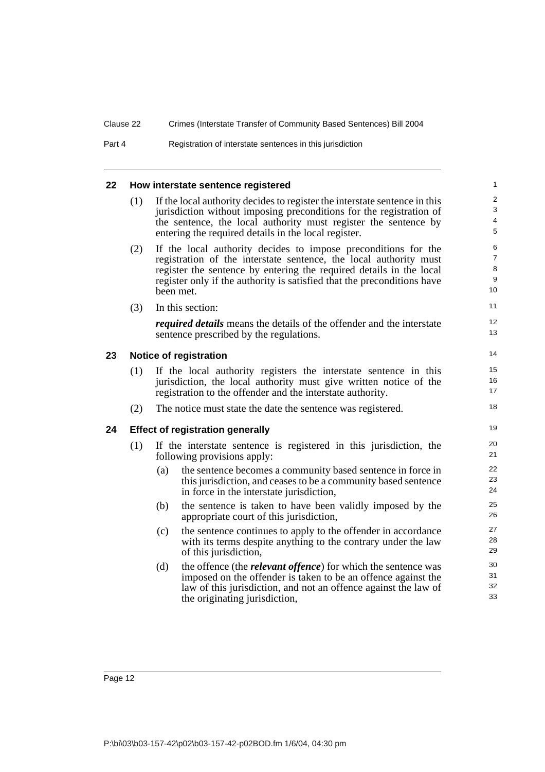## 22 How interstate sentence registered

(1) If the local authority decides to register the interstate sentence in this jurisdiction without imposing preconditions for the registration of the sentence, the local authority must register the sentence by entering the required details in the local register.

(2) If the local authority decides to impose preconditions for the registration of the interstate sentence, the local authority must register the sentence by entering the required details in the local register only if the authority is satisfied that the preconditions have been met.

(3) In this section:

***required details*** means the details of the offender and the interstate sentence prescribed by the regulations.

## 23 Notice of registration

(1) If the local authority registers the interstate sentence in this jurisdiction, the local authority must give written notice of the registration to the offender and the interstate authority.

(2) The notice must state the date the sentence was registered.

## 24 Effect of registration generally

(1) If the interstate sentence is registered in this jurisdiction, the following provisions apply:

(a) the sentence becomes a community based sentence in force in this jurisdiction, and ceases to be a community based sentence in force in the interstate jurisdiction,

(b) the sentence is taken to have been validly imposed by the appropriate court of this jurisdiction,

(c) the sentence continues to apply to the offender in accordance with its terms despite anything to the contrary under the law of this jurisdiction,

(d) the offence (the ***relevant offence***) for which the sentence was imposed on the offender is taken to be an offence against the law of this jurisdiction, and not an offence against the law of the originating jurisdiction,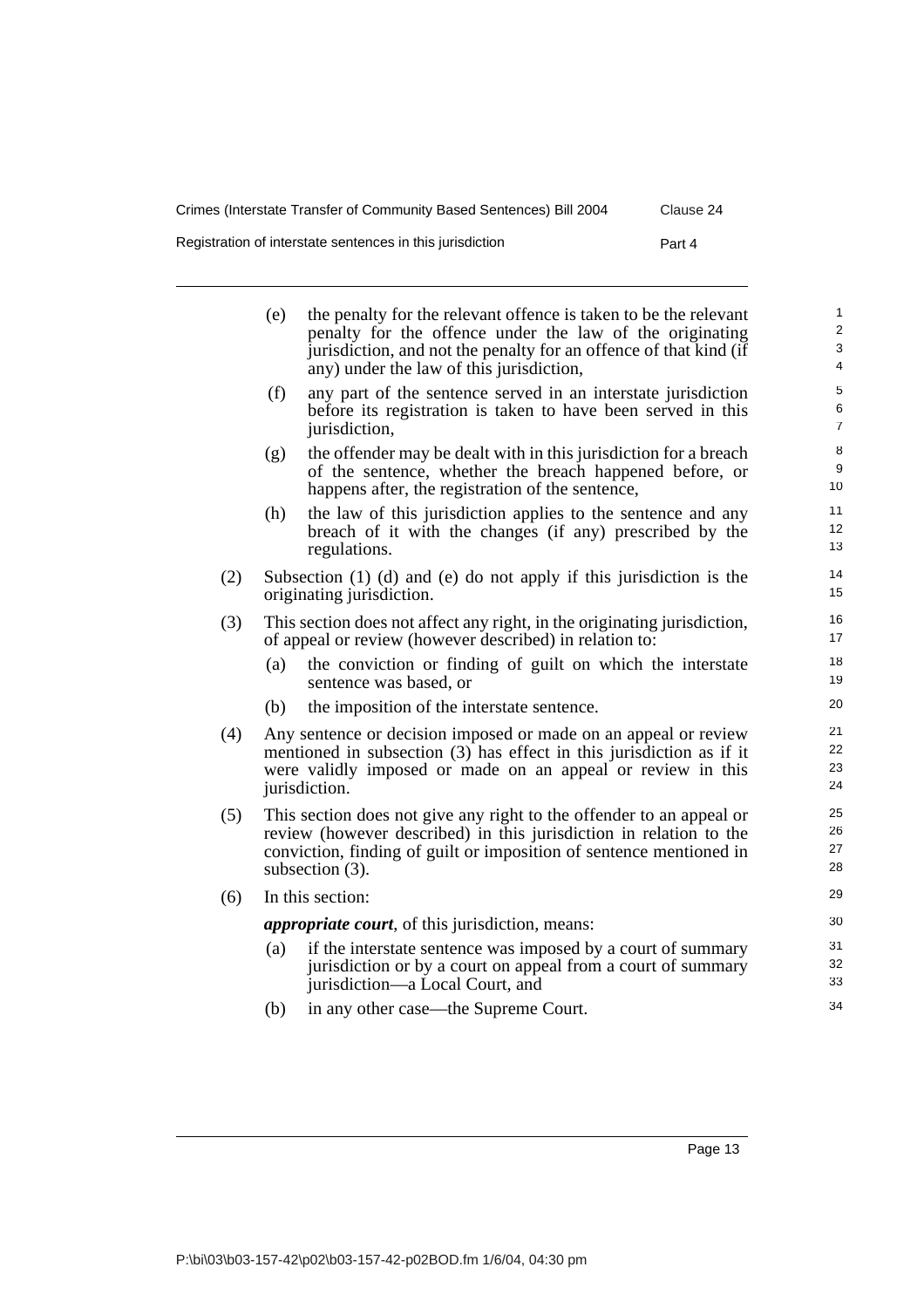(e) the penalty for the relevant offence is taken to be the relevant penalty for the offence under the law of the originating jurisdiction, and not the penalty for an offence of that kind (if any) under the law of this jurisdiction,

(f) any part of the sentence served in an interstate jurisdiction before its registration is taken to have been served in this jurisdiction,

(g) the offender may be dealt with in this jurisdiction for a breach of the sentence, whether the breach happened before, or happens after, the registration of the sentence,

(h) the law of this jurisdiction applies to the sentence and any breach of it with the changes (if any) prescribed by the regulations.

(2) Subsection (1) (d) and (e) do not apply if this jurisdiction is the originating jurisdiction.

(3) This section does not affect any right, in the originating jurisdiction, of appeal or review (however described) in relation to:

(a) the conviction or finding of guilt on which the interstate sentence was based, or

(b) the imposition of the interstate sentence.

(4) Any sentence or decision imposed or made on an appeal or review mentioned in subsection (3) has effect in this jurisdiction as if it were validly imposed or made on an appeal or review in this jurisdiction.

(5) This section does not give any right to the offender to an appeal or review (however described) in this jurisdiction in relation to the conviction, finding of guilt or imposition of sentence mentioned in subsection (3).

(6) In this section:

***appropriate court***, of this jurisdiction, means:

(a) if the interstate sentence was imposed by a court of summary jurisdiction or by a court on appeal from a court of summary jurisdiction—a Local Court, and

(b) in any other case—the Supreme Court.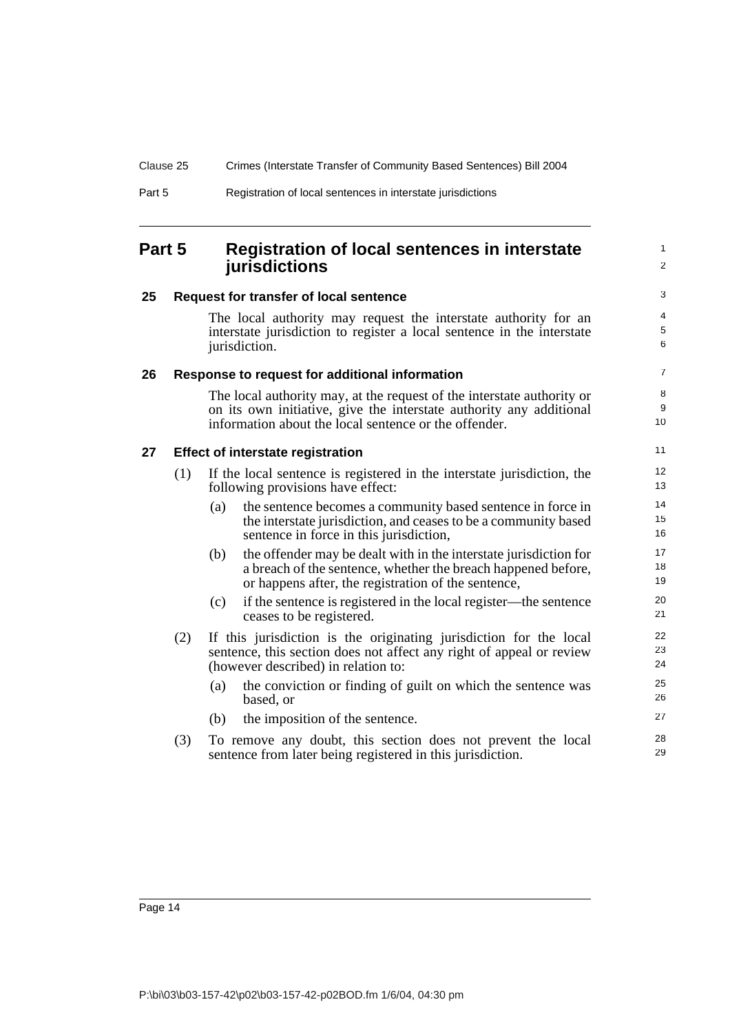## Part 5 Registration of local sentences in interstate jurisdictions

### 25 Request for transfer of local sentence

The local authority may request the interstate authority for an interstate jurisdiction to register a local sentence in the interstate jurisdiction.

### 26 Response to request for additional information

The local authority may, at the request of the interstate authority or on its own initiative, give the interstate authority any additional information about the local sentence or the offender.

### 27 Effect of interstate registration

(1) If the local sentence is registered in the interstate jurisdiction, the following provisions have effect:

- (a) the sentence becomes a community based sentence in force in the interstate jurisdiction, and ceases to be a community based sentence in force in this jurisdiction,
- (b) the offender may be dealt with in the interstate jurisdiction for a breach of the sentence, whether the breach happened before, or happens after, the registration of the sentence,
- (c) if the sentence is registered in the local register—the sentence ceases to be registered.

(2) If this jurisdiction is the originating jurisdiction for the local sentence, this section does not affect any right of appeal or review (however described) in relation to:

- (a) the conviction or finding of guilt on which the sentence was based, or
- (b) the imposition of the sentence.

(3) To remove any doubt, this section does not prevent the local sentence from later being registered in this jurisdiction.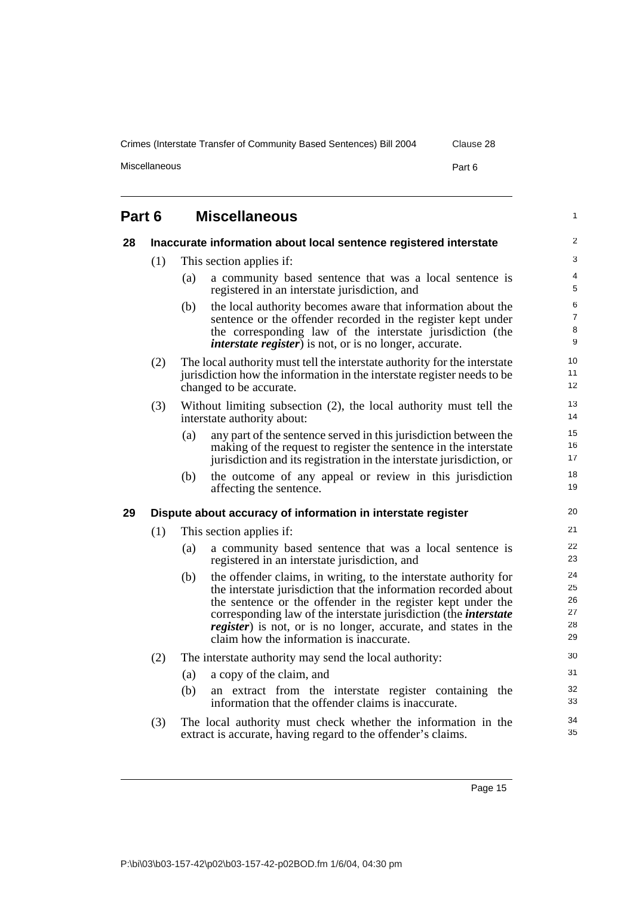## Part 6 Miscellaneous

### 28 Inaccurate information about local sentence registered interstate

(1) This section applies if:

(a) a community based sentence that was a local sentence is registered in an interstate jurisdiction, and

(b) the local authority becomes aware that information about the sentence or the offender recorded in the register kept under the corresponding law of the interstate jurisdiction (the ***interstate register***) is not, or is no longer, accurate.

(2) The local authority must tell the interstate authority for the interstate jurisdiction how the information in the interstate register needs to be changed to be accurate.

(3) Without limiting subsection (2), the local authority must tell the interstate authority about:

(a) any part of the sentence served in this jurisdiction between the making of the request to register the sentence in the interstate jurisdiction and its registration in the interstate jurisdiction, or

(b) the outcome of any appeal or review in this jurisdiction affecting the sentence.

### 29 Dispute about accuracy of information in interstate register

(1) This section applies if:

(a) a community based sentence that was a local sentence is registered in an interstate jurisdiction, and

(b) the offender claims, in writing, to the interstate authority for the interstate jurisdiction that the information recorded about the sentence or the offender in the register kept under the corresponding law of the interstate jurisdiction (the ***interstate register***) is not, or is no longer, accurate, and states in the claim how the information is inaccurate.

(2) The interstate authority may send the local authority:

(a) a copy of the claim, and

(b) an extract from the interstate register containing the information that the offender claims is inaccurate.

(3) The local authority must check whether the information in the extract is accurate, having regard to the offender's claims.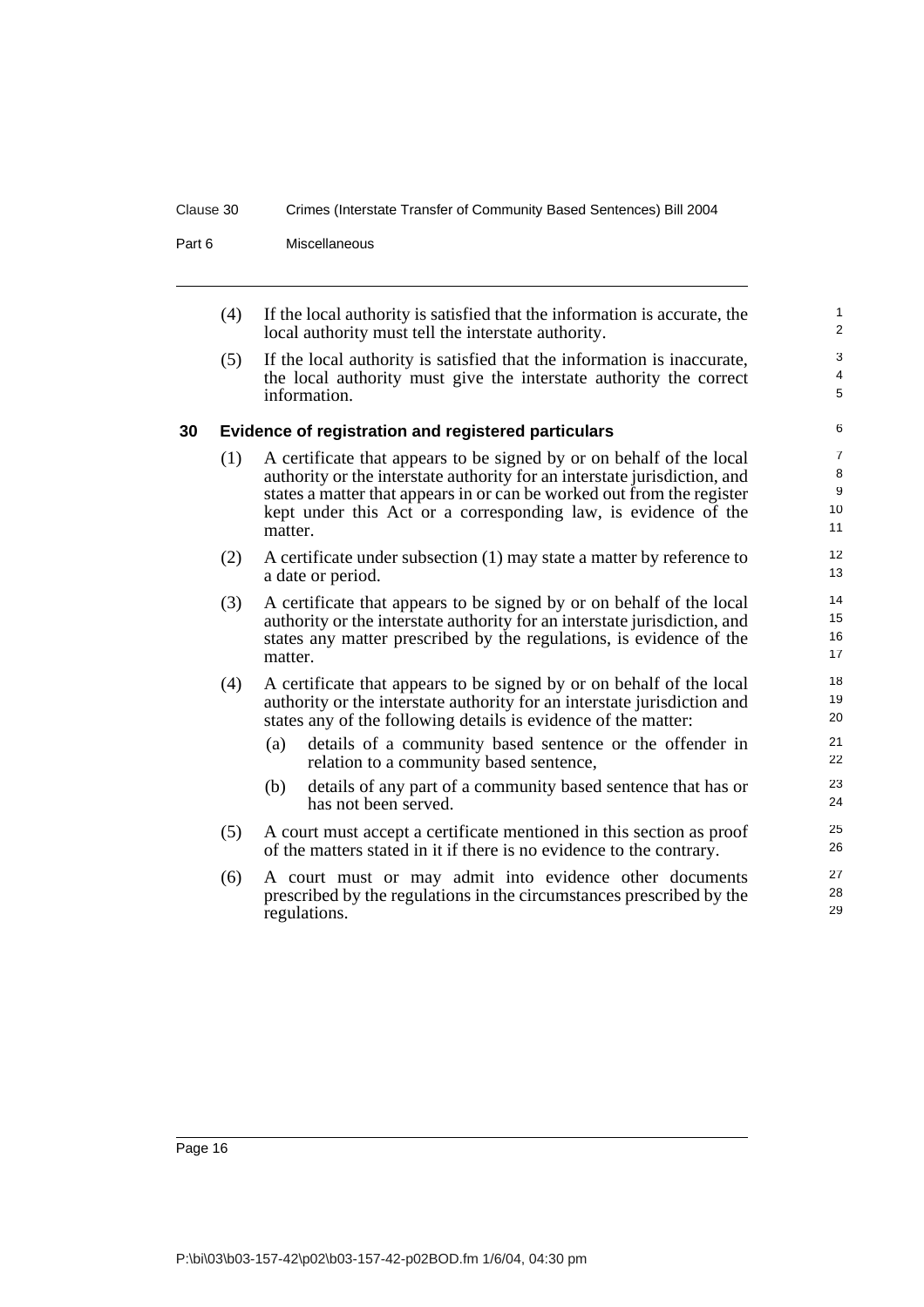(4) If the local authority is satisfied that the information is accurate, the local authority must tell the interstate authority.

(5) If the local authority is satisfied that the information is inaccurate, the local authority must give the interstate authority the correct information.

## 30 Evidence of registration and registered particulars

(1) A certificate that appears to be signed by or on behalf of the local authority or the interstate authority for an interstate jurisdiction, and states a matter that appears in or can be worked out from the register kept under this Act or a corresponding law, is evidence of the matter.

(2) A certificate under subsection (1) may state a matter by reference to a date or period.

(3) A certificate that appears to be signed by or on behalf of the local authority or the interstate authority for an interstate jurisdiction, and states any matter prescribed by the regulations, is evidence of the matter.

(4) A certificate that appears to be signed by or on behalf of the local authority or the interstate authority for an interstate jurisdiction and states any of the following details is evidence of the matter:

- (a) details of a community based sentence or the offender in relation to a community based sentence,
- (b) details of any part of a community based sentence that has or has not been served.

(5) A court must accept a certificate mentioned in this section as proof of the matters stated in it if there is no evidence to the contrary.

(6) A court must or may admit into evidence other documents prescribed by the regulations in the circumstances prescribed by the regulations.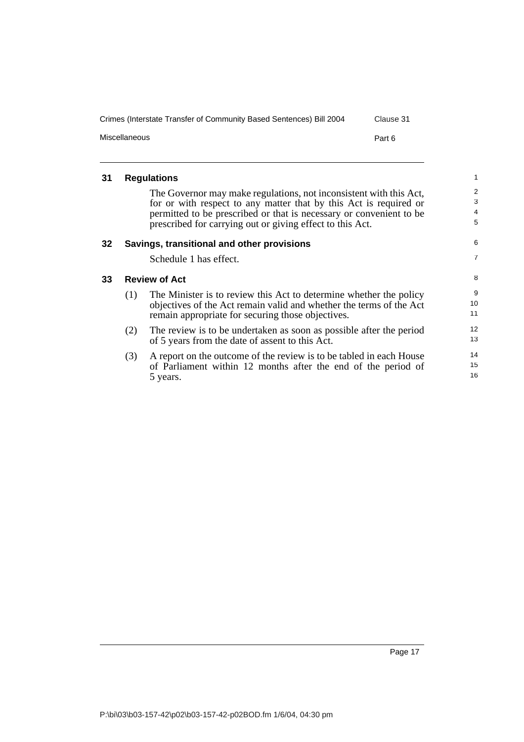## 31 Regulations

The Governor may make regulations, not inconsistent with this Act, for or with respect to any matter that by this Act is required or permitted to be prescribed or that is necessary or convenient to be prescribed for carrying out or giving effect to this Act.

## 32 Savings, transitional and other provisions

Schedule 1 has effect.

## 33 Review of Act

(1) The Minister is to review this Act to determine whether the policy objectives of the Act remain valid and whether the terms of the Act remain appropriate for securing those objectives.

(2) The review is to be undertaken as soon as possible after the period of 5 years from the date of assent to this Act.

(3) A report on the outcome of the review is to be tabled in each House of Parliament within 12 months after the end of the period of 5 years.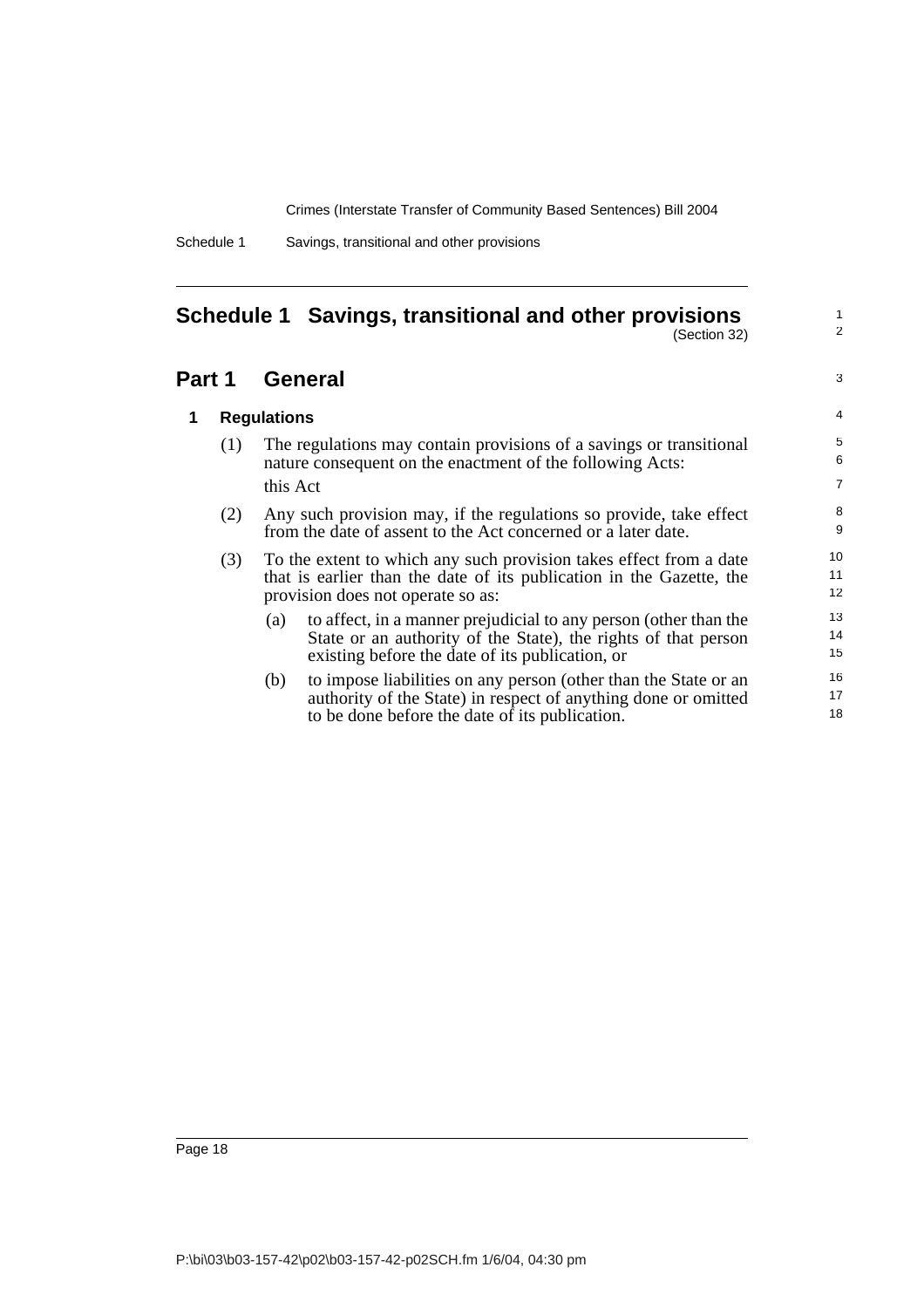# Schedule 1 Savings, transitional and other provisions

(Section 32)

## Part 1 General

### 1 Regulations

(1) The regulations may contain provisions of a savings or transitional nature consequent on the enactment of the following Acts:

this Act

(2) Any such provision may, if the regulations so provide, take effect from the date of assent to the Act concerned or a later date.

(3) To the extent to which any such provision takes effect from a date that is earlier than the date of its publication in the Gazette, the provision does not operate so as:

(a) to affect, in a manner prejudicial to any person (other than the State or an authority of the State), the rights of that person existing before the date of its publication, or

(b) to impose liabilities on any person (other than the State or an authority of the State) in respect of anything done or omitted to be done before the date of its publication.